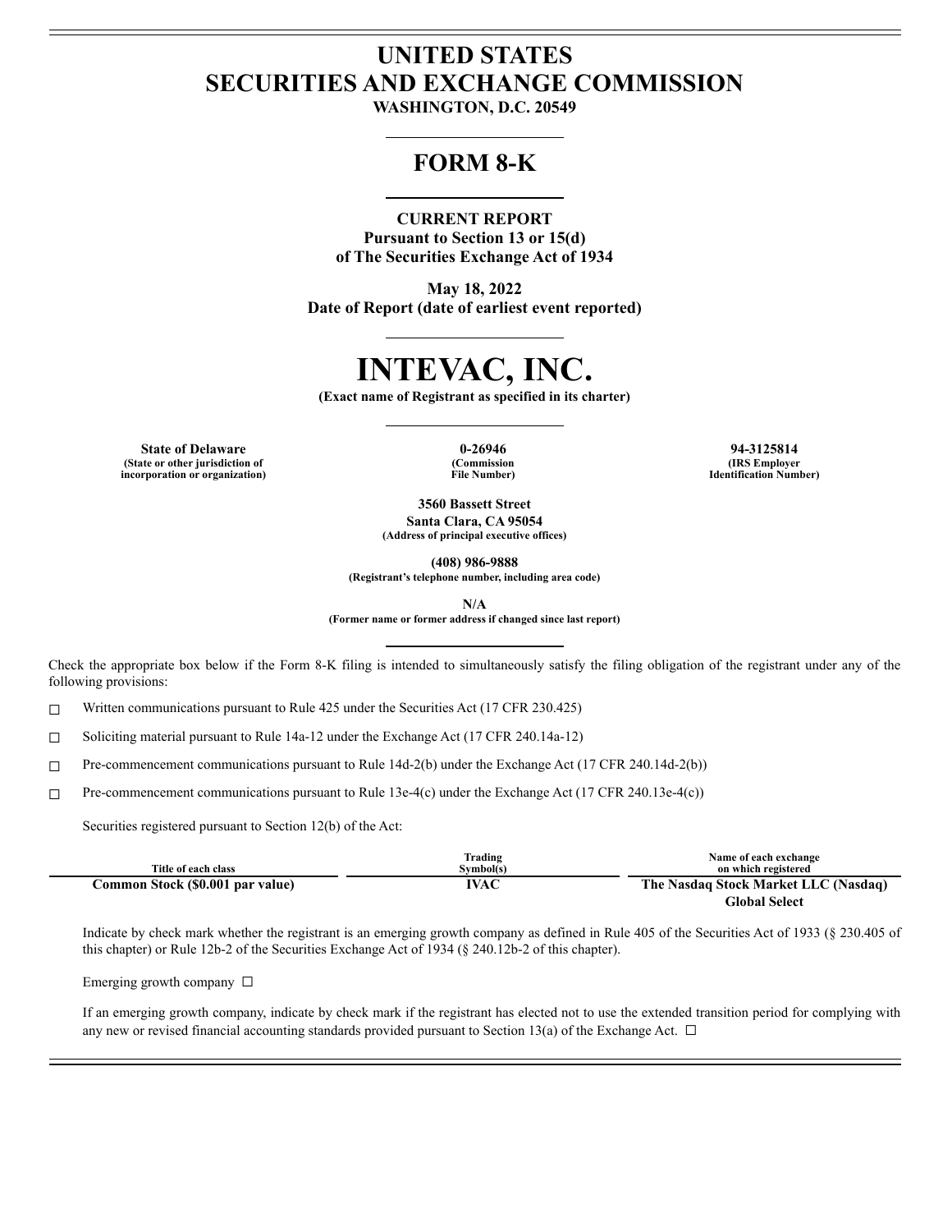# UNITED STATES
# SECURITIES AND EXCHANGE COMMISSION

**WASHINGTON, D.C. 20549**

## FORM 8-K

**CURRENT REPORT**
**Pursuant to Section 13 or 15(d)**
**of The Securities Exchange Act of 1934**

**May 18, 2022**
**Date of Report (date of earliest event reported)**

# INTEVAC, INC.

**(Exact name of Registrant as specified in its charter)**

| State of Delaware | 0-26946 | 94-3125814 |
|---|---|---|
| (State or other jurisdiction of incorporation or organization) | (Commission File Number) | (IRS Employer Identification Number) |

**3560 Bassett Street**
**Santa Clara, CA 95054**
**(Address of principal executive offices)**

**(408) 986-9888**
**(Registrant's telephone number, including area code)**

**N/A**
**(Former name or former address if changed since last report)**

Check the appropriate box below if the Form 8-K filing is intended to simultaneously satisfy the filing obligation of the registrant under any of the following provisions:

☐ Written communications pursuant to Rule 425 under the Securities Act (17 CFR 230.425)

☐ Soliciting material pursuant to Rule 14a-12 under the Exchange Act (17 CFR 240.14a-12)

☐ Pre-commencement communications pursuant to Rule 14d-2(b) under the Exchange Act (17 CFR 240.14d-2(b))

☐ Pre-commencement communications pursuant to Rule 13e-4(c) under the Exchange Act (17 CFR 240.13e-4(c))

Securities registered pursuant to Section 12(b) of the Act:

| Title of each class | Trading Symbol(s) | Name of each exchange on which registered |
|---|---|---|
| **Common Stock ($0.001 par value)** | **IVAC** | **The Nasdaq Stock Market LLC (Nasdaq) Global Select** |

Indicate by check mark whether the registrant is an emerging growth company as defined in Rule 405 of the Securities Act of 1933 (§ 230.405 of this chapter) or Rule 12b-2 of the Securities Exchange Act of 1934 (§ 240.12b-2 of this chapter).

Emerging growth company ☐

If an emerging growth company, indicate by check mark if the registrant has elected not to use the extended transition period for complying with any new or revised financial accounting standards provided pursuant to Section 13(a) of the Exchange Act. ☐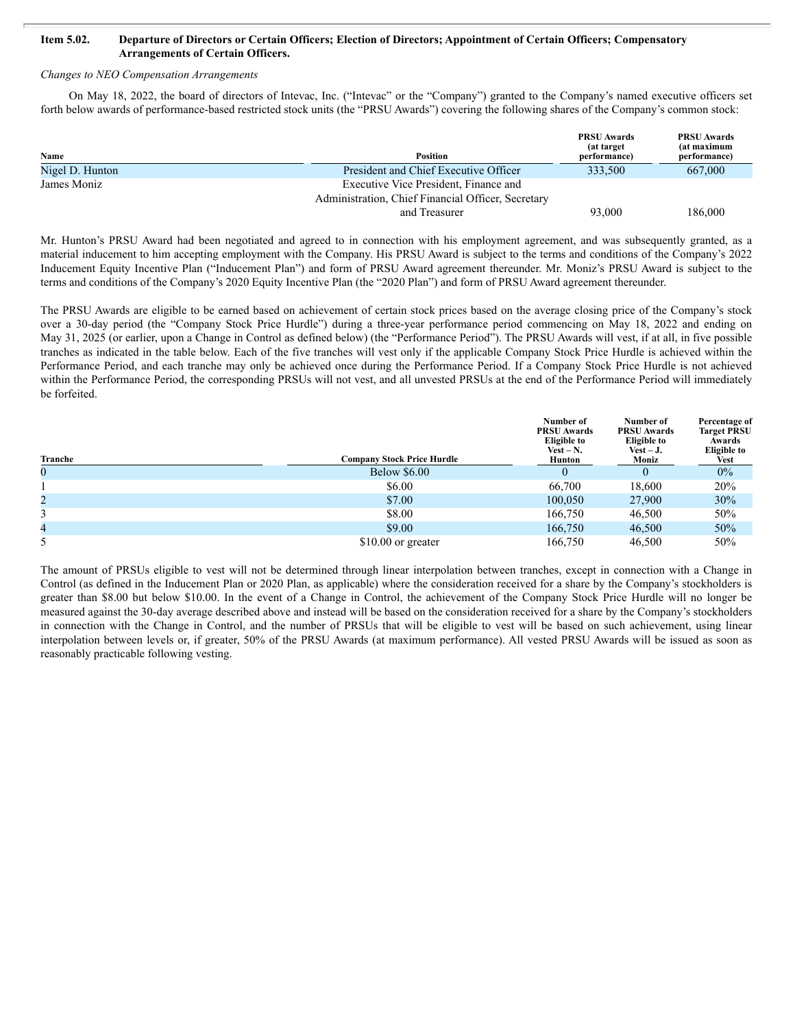**Item 5.02. Departure of Directors or Certain Officers; Election of Directors; Appointment of Certain Officers; Compensatory Arrangements of Certain Officers.**

*Changes to NEO Compensation Arrangements*

On May 18, 2022, the board of directors of Intevac, Inc. ("Intevac" or the "Company") granted to the Company's named executive officers set forth below awards of performance-based restricted stock units (the "PRSU Awards") covering the following shares of the Company's common stock:

| Name | Position | PRSU Awards (at target performance) | PRSU Awards (at maximum performance) |
|---|---|---|---|
| Nigel D. Hunton | President and Chief Executive Officer | 333,500 | 667,000 |
| James Moniz | Executive Vice President, Finance and Administration, Chief Financial Officer, Secretary and Treasurer | 93,000 | 186,000 |

Mr. Hunton's PRSU Award had been negotiated and agreed to in connection with his employment agreement, and was subsequently granted, as a material inducement to him accepting employment with the Company. His PRSU Award is subject to the terms and conditions of the Company's 2022 Inducement Equity Incentive Plan ("Inducement Plan") and form of PRSU Award agreement thereunder. Mr. Moniz's PRSU Award is subject to the terms and conditions of the Company's 2020 Equity Incentive Plan (the "2020 Plan") and form of PRSU Award agreement thereunder.

The PRSU Awards are eligible to be earned based on achievement of certain stock prices based on the average closing price of the Company's stock over a 30-day period (the "Company Stock Price Hurdle") during a three-year performance period commencing on May 18, 2022 and ending on May 31, 2025 (or earlier, upon a Change in Control as defined below) (the "Performance Period"). The PRSU Awards will vest, if at all, in five possible tranches as indicated in the table below. Each of the five tranches will vest only if the applicable Company Stock Price Hurdle is achieved within the Performance Period, and each tranche may only be achieved once during the Performance Period. If a Company Stock Price Hurdle is not achieved within the Performance Period, the corresponding PRSUs will not vest, and all unvested PRSUs at the end of the Performance Period will immediately be forfeited.

| Tranche | Company Stock Price Hurdle | Number of PRSU Awards Eligible to Vest – N. Hunton | Number of PRSU Awards Eligible to Vest – J. Moniz | Percentage of Target PRSU Awards Eligible to Vest |
|---|---|---|---|---|
| 0 | Below $6.00 | 0 | 0 | 0% |
| 1 | $6.00 | 66,700 | 18,600 | 20% |
| 2 | $7.00 | 100,050 | 27,900 | 30% |
| 3 | $8.00 | 166,750 | 46,500 | 50% |
| 4 | $9.00 | 166,750 | 46,500 | 50% |
| 5 | $10.00 or greater | 166,750 | 46,500 | 50% |

The amount of PRSUs eligible to vest will not be determined through linear interpolation between tranches, except in connection with a Change in Control (as defined in the Inducement Plan or 2020 Plan, as applicable) where the consideration received for a share by the Company's stockholders is greater than $8.00 but below $10.00. In the event of a Change in Control, the achievement of the Company Stock Price Hurdle will no longer be measured against the 30-day average described above and instead will be based on the consideration received for a share by the Company's stockholders in connection with the Change in Control, and the number of PRSUs that will be eligible to vest will be based on such achievement, using linear interpolation between levels or, if greater, 50% of the PRSU Awards (at maximum performance). All vested PRSU Awards will be issued as soon as reasonably practicable following vesting.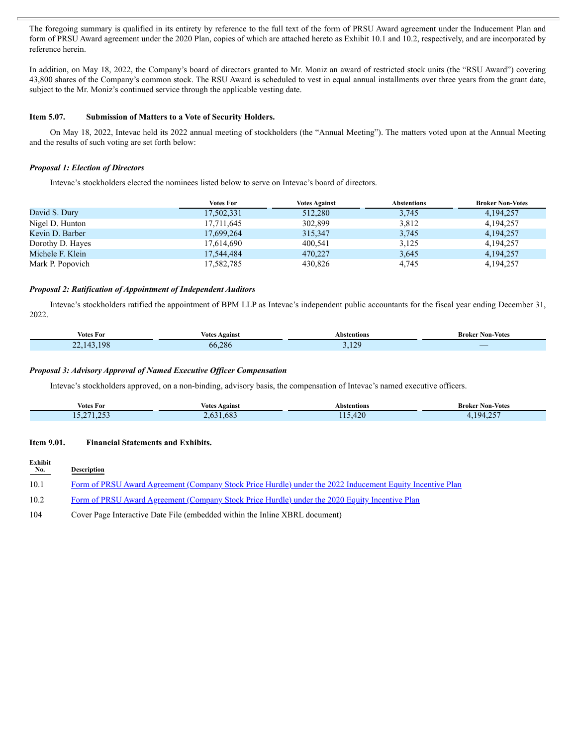The foregoing summary is qualified in its entirety by reference to the full text of the form of PRSU Award agreement under the Inducement Plan and form of PRSU Award agreement under the 2020 Plan, copies of which are attached hereto as Exhibit 10.1 and 10.2, respectively, and are incorporated by reference herein.

In addition, on May 18, 2022, the Company's board of directors granted to Mr. Moniz an award of restricted stock units (the "RSU Award") covering 43,800 shares of the Company's common stock. The RSU Award is scheduled to vest in equal annual installments over three years from the grant date, subject to the Mr. Moniz's continued service through the applicable vesting date.

**Item 5.07. Submission of Matters to a Vote of Security Holders.**

On May 18, 2022, Intevac held its 2022 annual meeting of stockholders (the "Annual Meeting"). The matters voted upon at the Annual Meeting and the results of such voting are set forth below:

***Proposal 1: Election of Directors***

Intevac's stockholders elected the nominees listed below to serve on Intevac's board of directors.

| | Votes For | Votes Against | Abstentions | Broker Non-Votes |
|---|---|---|---|---|
| David S. Dury | 17,502,331 | 512,280 | 3,745 | 4,194,257 |
| Nigel D. Hunton | 17,711,645 | 302,899 | 3,812 | 4,194,257 |
| Kevin D. Barber | 17,699,264 | 315,347 | 3,745 | 4,194,257 |
| Dorothy D. Hayes | 17,614,690 | 400,541 | 3,125 | 4,194,257 |
| Michele F. Klein | 17,544,484 | 470,227 | 3,645 | 4,194,257 |
| Mark P. Popovich | 17,582,785 | 430,826 | 4,745 | 4,194,257 |

***Proposal 2: Ratification of Appointment of Independent Auditors***

Intevac's stockholders ratified the appointment of BPM LLP as Intevac's independent public accountants for the fiscal year ending December 31, 2022.

| Votes For | Votes Against | Abstentions | Broker Non-Votes |
|---|---|---|---|
| 22,143,198 | 66,286 | 3,129 | — |

***Proposal 3: Advisory Approval of Named Executive Officer Compensation***

Intevac's stockholders approved, on a non-binding, advisory basis, the compensation of Intevac's named executive officers.

| Votes For | Votes Against | Abstentions | Broker Non-Votes |
|---|---|---|---|
| 15,271,253 | 2,631,683 | 115,420 | 4,194,257 |

**Item 9.01. Financial Statements and Exhibits.**

| Exhibit No. | Description |
|---|---|
| 10.1 | Form of PRSU Award Agreement (Company Stock Price Hurdle) under the 2022 Inducement Equity Incentive Plan |
| 10.2 | Form of PRSU Award Agreement (Company Stock Price Hurdle) under the 2020 Equity Incentive Plan |
| 104 | Cover Page Interactive Date File (embedded within the Inline XBRL document) |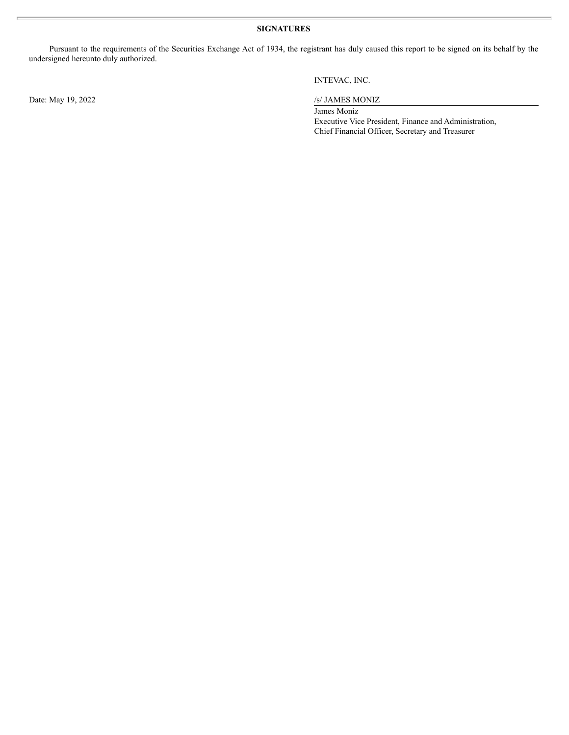## SIGNATURES

Pursuant to the requirements of the Securities Exchange Act of 1934, the registrant has duly caused this report to be signed on its behalf by the undersigned hereunto duly authorized.

INTEVAC, INC.

Date: May 19, 2022

/s/ JAMES MONIZ

James Moniz
Executive Vice President, Finance and Administration,
Chief Financial Officer, Secretary and Treasurer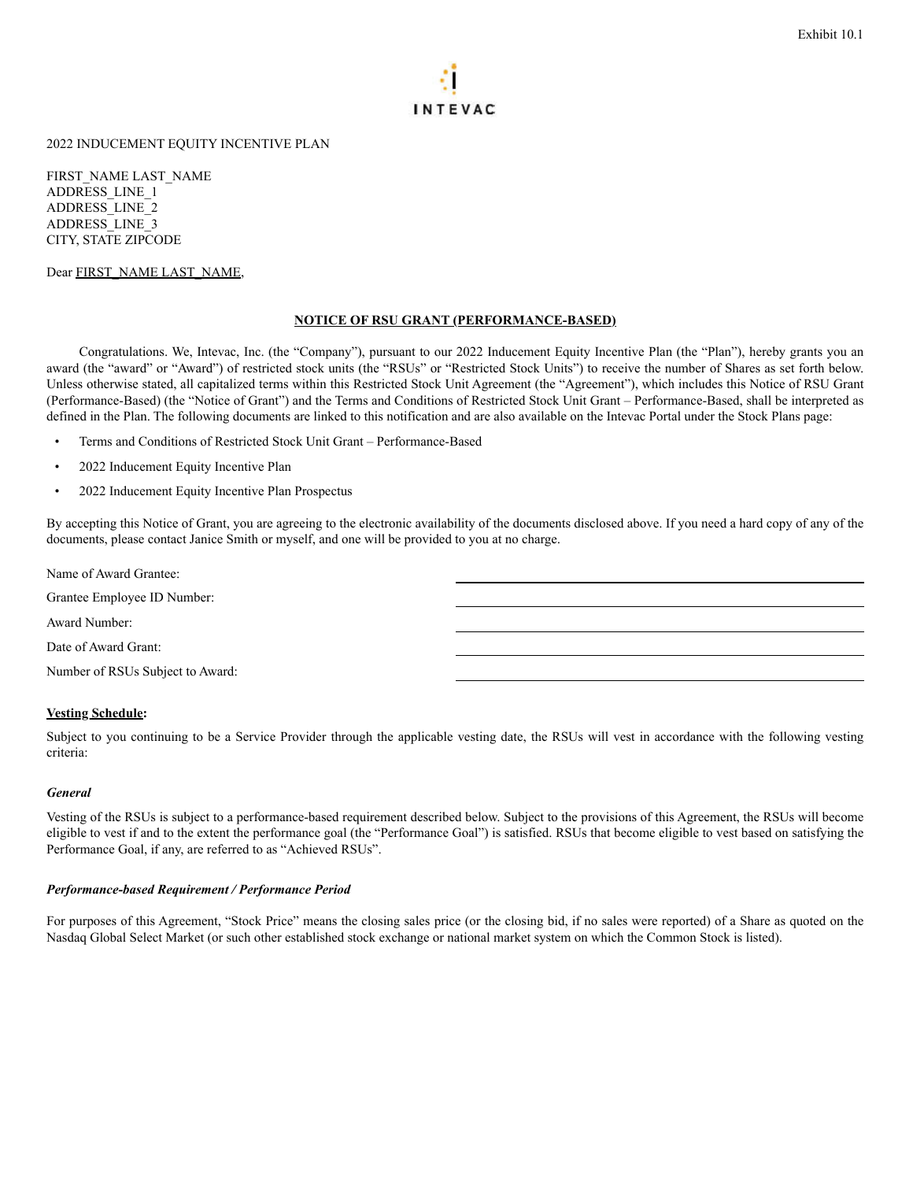Exhibit 10.1

INTEVAC

2022 INDUCEMENT EQUITY INCENTIVE PLAN

FIRST_NAME LAST_NAME
ADDRESS_LINE_1
ADDRESS_LINE_2
ADDRESS_LINE_3
CITY, STATE ZIPCODE

Dear FIRST_NAME LAST_NAME,

**NOTICE OF RSU GRANT (PERFORMANCE-BASED)**

Congratulations. We, Intevac, Inc. (the "Company"), pursuant to our 2022 Inducement Equity Incentive Plan (the "Plan"), hereby grants you an award (the "award" or "Award") of restricted stock units (the "RSUs" or "Restricted Stock Units") to receive the number of Shares as set forth below. Unless otherwise stated, all capitalized terms within this Restricted Stock Unit Agreement (the "Agreement"), which includes this Notice of RSU Grant (Performance-Based) (the "Notice of Grant") and the Terms and Conditions of Restricted Stock Unit Grant – Performance-Based, shall be interpreted as defined in the Plan. The following documents are linked to this notification and are also available on the Intevac Portal under the Stock Plans page:

- Terms and Conditions of Restricted Stock Unit Grant – Performance-Based
- 2022 Inducement Equity Incentive Plan
- 2022 Inducement Equity Incentive Plan Prospectus

By accepting this Notice of Grant, you are agreeing to the electronic availability of the documents disclosed above. If you need a hard copy of any of the documents, please contact Janice Smith or myself, and one will be provided to you at no charge.

| | |
|---|---|
| Name of Award Grantee: | |
| Grantee Employee ID Number: | |
| Award Number: | |
| Date of Award Grant: | |
| Number of RSUs Subject to Award: | |

**Vesting Schedule:**

Subject to you continuing to be a Service Provider through the applicable vesting date, the RSUs will vest in accordance with the following vesting criteria:

***General***

Vesting of the RSUs is subject to a performance-based requirement described below. Subject to the provisions of this Agreement, the RSUs will become eligible to vest if and to the extent the performance goal (the "Performance Goal") is satisfied. RSUs that become eligible to vest based on satisfying the Performance Goal, if any, are referred to as "Achieved RSUs".

***Performance-based Requirement / Performance Period***

For purposes of this Agreement, "Stock Price" means the closing sales price (or the closing bid, if no sales were reported) of a Share as quoted on the Nasdaq Global Select Market (or such other established stock exchange or national market system on which the Common Stock is listed).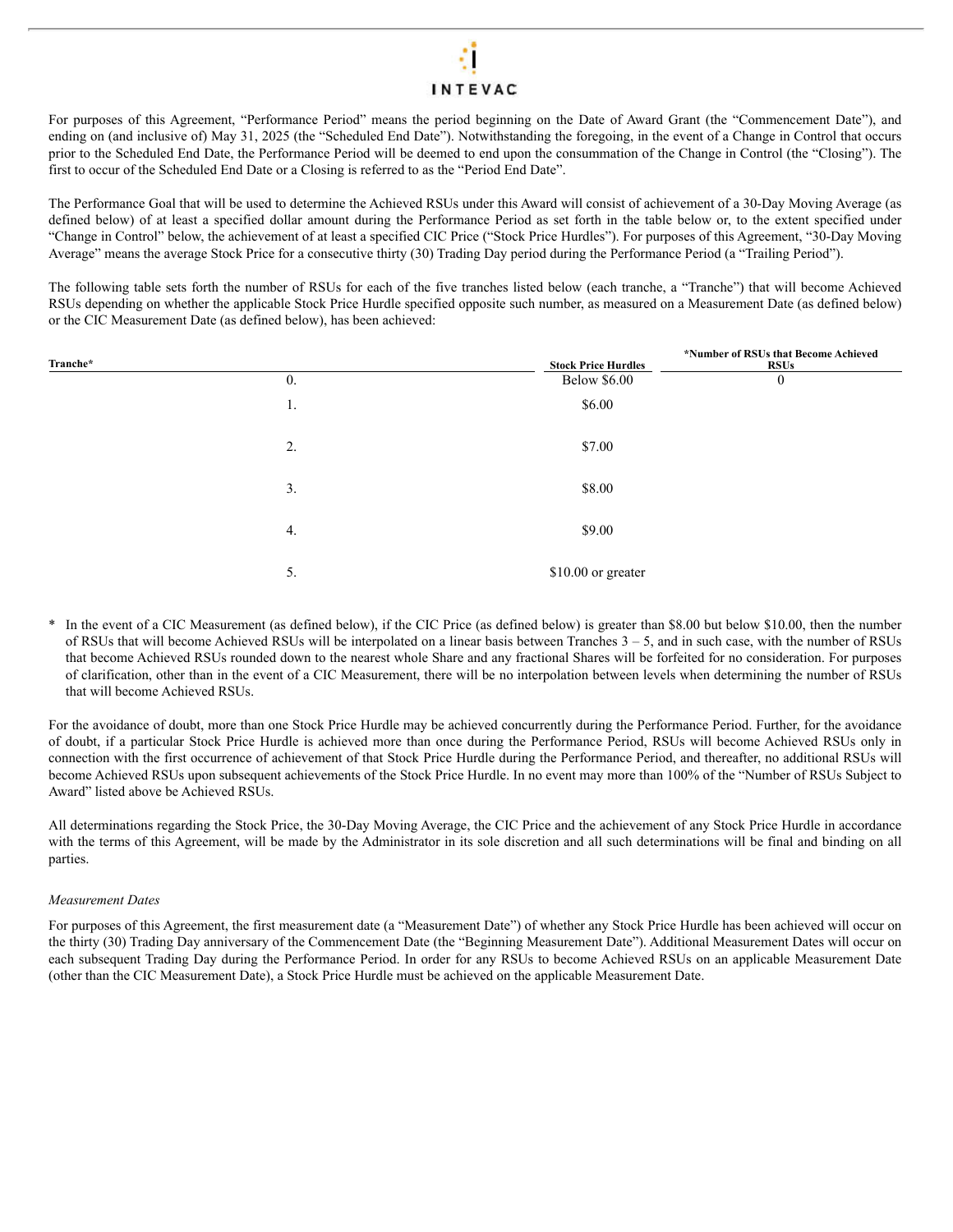For purposes of this Agreement, "Performance Period" means the period beginning on the Date of Award Grant (the "Commencement Date"), and ending on (and inclusive of) May 31, 2025 (the "Scheduled End Date"). Notwithstanding the foregoing, in the event of a Change in Control that occurs prior to the Scheduled End Date, the Performance Period will be deemed to end upon the consummation of the Change in Control (the "Closing"). The first to occur of the Scheduled End Date or a Closing is referred to as the "Period End Date".

The Performance Goal that will be used to determine the Achieved RSUs under this Award will consist of achievement of a 30-Day Moving Average (as defined below) of at least a specified dollar amount during the Performance Period as set forth in the table below or, to the extent specified under "Change in Control" below, the achievement of at least a specified CIC Price ("Stock Price Hurdles"). For purposes of this Agreement, "30-Day Moving Average" means the average Stock Price for a consecutive thirty (30) Trading Day period during the Performance Period (a "Trailing Period").

The following table sets forth the number of RSUs for each of the five tranches listed below (each tranche, a "Tranche") that will become Achieved RSUs depending on whether the applicable Stock Price Hurdle specified opposite such number, as measured on a Measurement Date (as defined below) or the CIC Measurement Date (as defined below), has been achieved:

| Tranche* | Stock Price Hurdles | *Number of RSUs that Become Achieved RSUs |
|---|---|---|
| 0. | Below $6.00 | 0 |
| 1. | $6.00 | |
| 2. | $7.00 | |
| 3. | $8.00 | |
| 4. | $9.00 | |
| 5. | $10.00 or greater | |

\* In the event of a CIC Measurement (as defined below), if the CIC Price (as defined below) is greater than $8.00 but below $10.00, then the number of RSUs that will become Achieved RSUs will be interpolated on a linear basis between Tranches 3 – 5, and in such case, with the number of RSUs that become Achieved RSUs rounded down to the nearest whole Share and any fractional Shares will be forfeited for no consideration. For purposes of clarification, other than in the event of a CIC Measurement, there will be no interpolation between levels when determining the number of RSUs that will become Achieved RSUs.

For the avoidance of doubt, more than one Stock Price Hurdle may be achieved concurrently during the Performance Period. Further, for the avoidance of doubt, if a particular Stock Price Hurdle is achieved more than once during the Performance Period, RSUs will become Achieved RSUs only in connection with the first occurrence of achievement of that Stock Price Hurdle during the Performance Period, and thereafter, no additional RSUs will become Achieved RSUs upon subsequent achievements of the Stock Price Hurdle. In no event may more than 100% of the "Number of RSUs Subject to Award" listed above be Achieved RSUs.

All determinations regarding the Stock Price, the 30-Day Moving Average, the CIC Price and the achievement of any Stock Price Hurdle in accordance with the terms of this Agreement, will be made by the Administrator in its sole discretion and all such determinations will be final and binding on all parties.

*Measurement Dates*

For purposes of this Agreement, the first measurement date (a "Measurement Date") of whether any Stock Price Hurdle has been achieved will occur on the thirty (30) Trading Day anniversary of the Commencement Date (the "Beginning Measurement Date"). Additional Measurement Dates will occur on each subsequent Trading Day during the Performance Period. In order for any RSUs to become Achieved RSUs on an applicable Measurement Date (other than the CIC Measurement Date), a Stock Price Hurdle must be achieved on the applicable Measurement Date.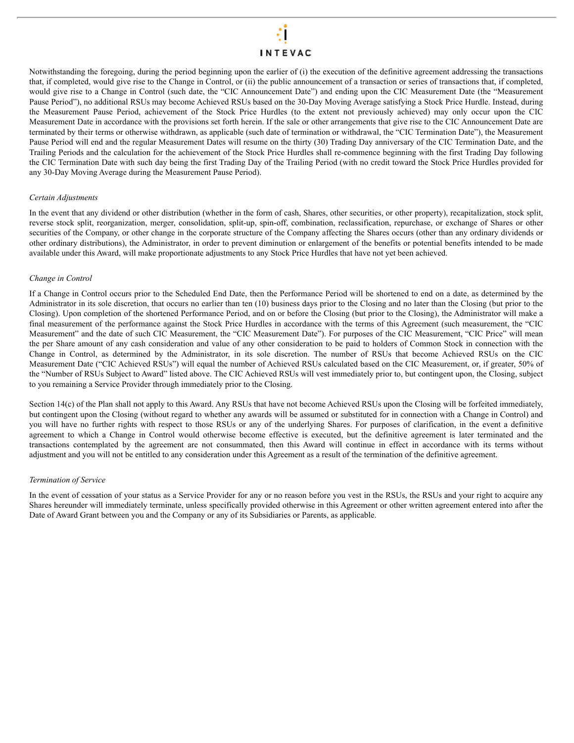Notwithstanding the foregoing, during the period beginning upon the earlier of (i) the execution of the definitive agreement addressing the transactions that, if completed, would give rise to the Change in Control, or (ii) the public announcement of a transaction or series of transactions that, if completed, would give rise to a Change in Control (such date, the "CIC Announcement Date") and ending upon the CIC Measurement Date (the "Measurement Pause Period"), no additional RSUs may become Achieved RSUs based on the 30-Day Moving Average satisfying a Stock Price Hurdle. Instead, during the Measurement Pause Period, achievement of the Stock Price Hurdles (to the extent not previously achieved) may only occur upon the CIC Measurement Date in accordance with the provisions set forth herein. If the sale or other arrangements that give rise to the CIC Announcement Date are terminated by their terms or otherwise withdrawn, as applicable (such date of termination or withdrawal, the "CIC Termination Date"), the Measurement Pause Period will end and the regular Measurement Dates will resume on the thirty (30) Trading Day anniversary of the CIC Termination Date, and the Trailing Periods and the calculation for the achievement of the Stock Price Hurdles shall re-commence beginning with the first Trading Day following the CIC Termination Date with such day being the first Trading Day of the Trailing Period (with no credit toward the Stock Price Hurdles provided for any 30-Day Moving Average during the Measurement Pause Period).

*Certain Adjustments*

In the event that any dividend or other distribution (whether in the form of cash, Shares, other securities, or other property), recapitalization, stock split, reverse stock split, reorganization, merger, consolidation, split-up, spin-off, combination, reclassification, repurchase, or exchange of Shares or other securities of the Company, or other change in the corporate structure of the Company affecting the Shares occurs (other than any ordinary dividends or other ordinary distributions), the Administrator, in order to prevent diminution or enlargement of the benefits or potential benefits intended to be made available under this Award, will make proportionate adjustments to any Stock Price Hurdles that have not yet been achieved.

*Change in Control*

If a Change in Control occurs prior to the Scheduled End Date, then the Performance Period will be shortened to end on a date, as determined by the Administrator in its sole discretion, that occurs no earlier than ten (10) business days prior to the Closing and no later than the Closing (but prior to the Closing). Upon completion of the shortened Performance Period, and on or before the Closing (but prior to the Closing), the Administrator will make a final measurement of the performance against the Stock Price Hurdles in accordance with the terms of this Agreement (such measurement, the "CIC Measurement" and the date of such CIC Measurement, the "CIC Measurement Date"). For purposes of the CIC Measurement, "CIC Price" will mean the per Share amount of any cash consideration and value of any other consideration to be paid to holders of Common Stock in connection with the Change in Control, as determined by the Administrator, in its sole discretion. The number of RSUs that become Achieved RSUs on the CIC Measurement Date ("CIC Achieved RSUs") will equal the number of Achieved RSUs calculated based on the CIC Measurement, or, if greater, 50% of the "Number of RSUs Subject to Award" listed above. The CIC Achieved RSUs will vest immediately prior to, but contingent upon, the Closing, subject to you remaining a Service Provider through immediately prior to the Closing.

Section 14(c) of the Plan shall not apply to this Award. Any RSUs that have not become Achieved RSUs upon the Closing will be forfeited immediately, but contingent upon the Closing (without regard to whether any awards will be assumed or substituted for in connection with a Change in Control) and you will have no further rights with respect to those RSUs or any of the underlying Shares. For purposes of clarification, in the event a definitive agreement to which a Change in Control would otherwise become effective is executed, but the definitive agreement is later terminated and the transactions contemplated by the agreement are not consummated, then this Award will continue in effect in accordance with its terms without adjustment and you will not be entitled to any consideration under this Agreement as a result of the termination of the definitive agreement.

*Termination of Service*

In the event of cessation of your status as a Service Provider for any or no reason before you vest in the RSUs, the RSUs and your right to acquire any Shares hereunder will immediately terminate, unless specifically provided otherwise in this Agreement or other written agreement entered into after the Date of Award Grant between you and the Company or any of its Subsidiaries or Parents, as applicable.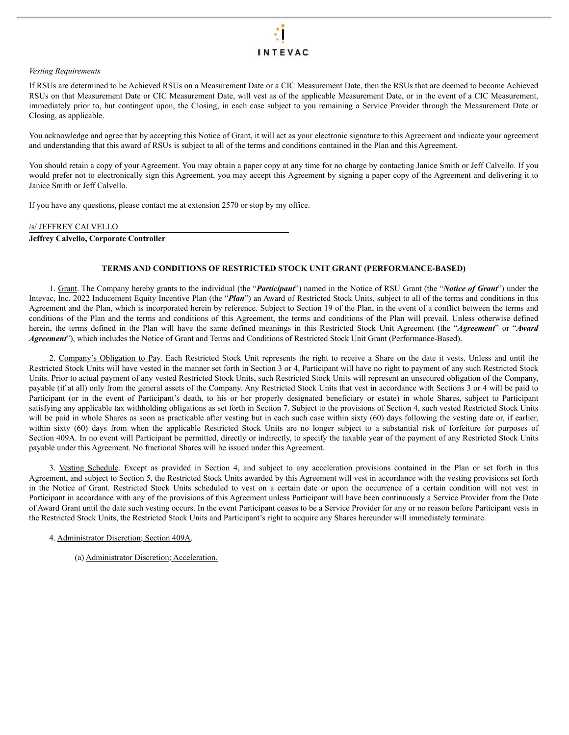*Vesting Requirements*

If RSUs are determined to be Achieved RSUs on a Measurement Date or a CIC Measurement Date, then the RSUs that are deemed to become Achieved RSUs on that Measurement Date or CIC Measurement Date, will vest as of the applicable Measurement Date, or in the event of a CIC Measurement, immediately prior to, but contingent upon, the Closing, in each case subject to you remaining a Service Provider through the Measurement Date or Closing, as applicable.

You acknowledge and agree that by accepting this Notice of Grant, it will act as your electronic signature to this Agreement and indicate your agreement and understanding that this award of RSUs is subject to all of the terms and conditions contained in the Plan and this Agreement.

You should retain a copy of your Agreement. You may obtain a paper copy at any time for no charge by contacting Janice Smith or Jeff Calvello. If you would prefer not to electronically sign this Agreement, you may accept this Agreement by signing a paper copy of the Agreement and delivering it to Janice Smith or Jeff Calvello.

If you have any questions, please contact me at extension 2570 or stop by my office.

/s/ JEFFREY CALVELLO

**Jeffrey Calvello, Corporate Controller**

**TERMS AND CONDITIONS OF RESTRICTED STOCK UNIT GRANT (PERFORMANCE-BASED)**

1. Grant. The Company hereby grants to the individual (the "***Participant***") named in the Notice of RSU Grant (the "***Notice of Grant***") under the Intevac, Inc. 2022 Inducement Equity Incentive Plan (the "***Plan***") an Award of Restricted Stock Units, subject to all of the terms and conditions in this Agreement and the Plan, which is incorporated herein by reference. Subject to Section 19 of the Plan, in the event of a conflict between the terms and conditions of the Plan and the terms and conditions of this Agreement, the terms and conditions of the Plan will prevail. Unless otherwise defined herein, the terms defined in the Plan will have the same defined meanings in this Restricted Stock Unit Agreement (the "***Agreement***" or "***Award Agreement***"), which includes the Notice of Grant and Terms and Conditions of Restricted Stock Unit Grant (Performance-Based).

2. Company's Obligation to Pay. Each Restricted Stock Unit represents the right to receive a Share on the date it vests. Unless and until the Restricted Stock Units will have vested in the manner set forth in Section 3 or 4, Participant will have no right to payment of any such Restricted Stock Units. Prior to actual payment of any vested Restricted Stock Units, such Restricted Stock Units will represent an unsecured obligation of the Company, payable (if at all) only from the general assets of the Company. Any Restricted Stock Units that vest in accordance with Sections 3 or 4 will be paid to Participant (or in the event of Participant's death, to his or her properly designated beneficiary or estate) in whole Shares, subject to Participant satisfying any applicable tax withholding obligations as set forth in Section 7. Subject to the provisions of Section 4, such vested Restricted Stock Units will be paid in whole Shares as soon as practicable after vesting but in each such case within sixty (60) days following the vesting date or, if earlier, within sixty (60) days from when the applicable Restricted Stock Units are no longer subject to a substantial risk of forfeiture for purposes of Section 409A. In no event will Participant be permitted, directly or indirectly, to specify the taxable year of the payment of any Restricted Stock Units payable under this Agreement. No fractional Shares will be issued under this Agreement.

3. Vesting Schedule. Except as provided in Section 4, and subject to any acceleration provisions contained in the Plan or set forth in this Agreement, and subject to Section 5, the Restricted Stock Units awarded by this Agreement will vest in accordance with the vesting provisions set forth in the Notice of Grant. Restricted Stock Units scheduled to vest on a certain date or upon the occurrence of a certain condition will not vest in Participant in accordance with any of the provisions of this Agreement unless Participant will have been continuously a Service Provider from the Date of Award Grant until the date such vesting occurs. In the event Participant ceases to be a Service Provider for any or no reason before Participant vests in the Restricted Stock Units, the Restricted Stock Units and Participant's right to acquire any Shares hereunder will immediately terminate.

4. Administrator Discretion; Section 409A.

(a) Administrator Discretion; Acceleration.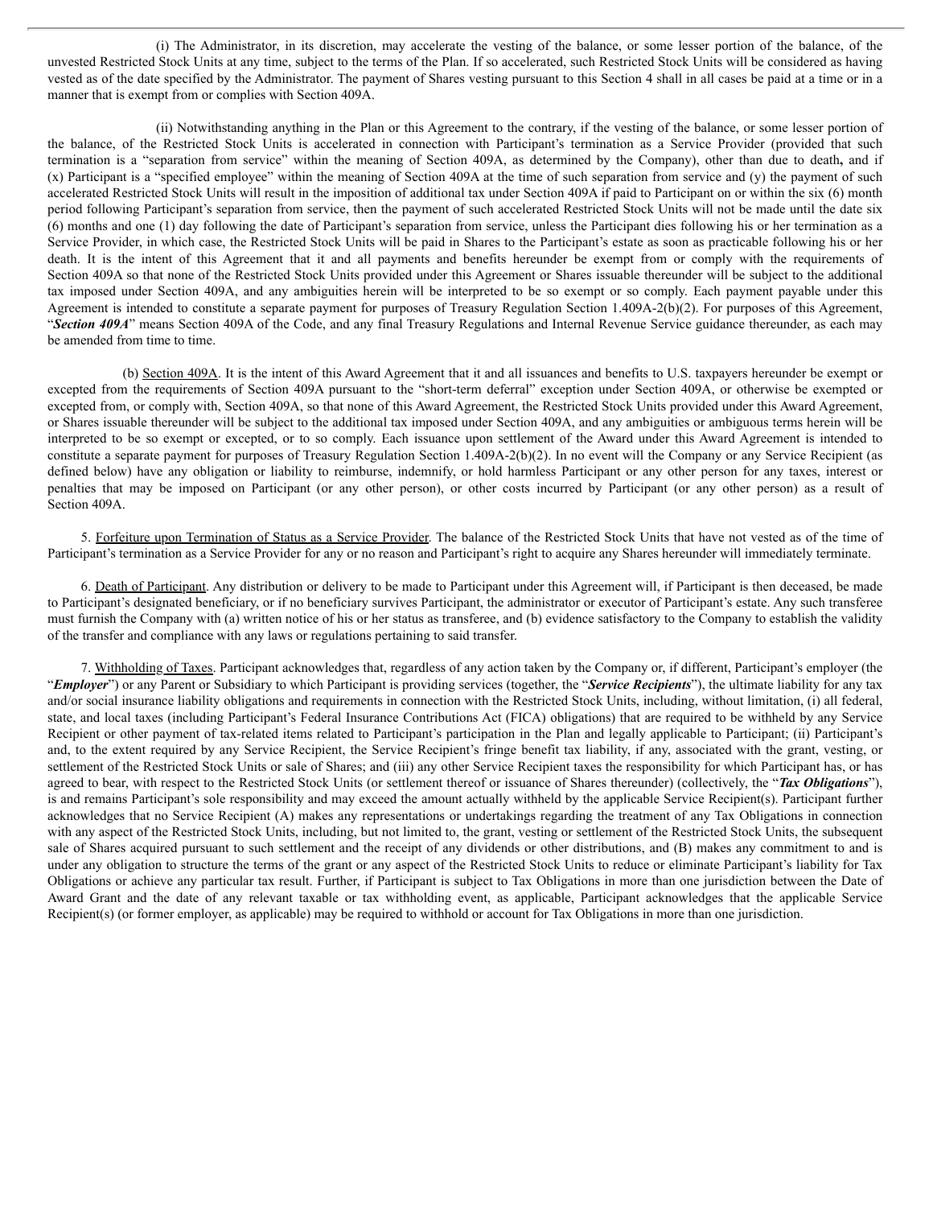(i) The Administrator, in its discretion, may accelerate the vesting of the balance, or some lesser portion of the balance, of the unvested Restricted Stock Units at any time, subject to the terms of the Plan. If so accelerated, such Restricted Stock Units will be considered as having vested as of the date specified by the Administrator. The payment of Shares vesting pursuant to this Section 4 shall in all cases be paid at a time or in a manner that is exempt from or complies with Section 409A.

(ii) Notwithstanding anything in the Plan or this Agreement to the contrary, if the vesting of the balance, or some lesser portion of the balance, of the Restricted Stock Units is accelerated in connection with Participant's termination as a Service Provider (provided that such termination is a "separation from service" within the meaning of Section 409A, as determined by the Company), other than due to death**,** and if (x) Participant is a "specified employee" within the meaning of Section 409A at the time of such separation from service and (y) the payment of such accelerated Restricted Stock Units will result in the imposition of additional tax under Section 409A if paid to Participant on or within the six (6) month period following Participant's separation from service, then the payment of such accelerated Restricted Stock Units will not be made until the date six (6) months and one (1) day following the date of Participant's separation from service, unless the Participant dies following his or her termination as a Service Provider, in which case, the Restricted Stock Units will be paid in Shares to the Participant's estate as soon as practicable following his or her death. It is the intent of this Agreement that it and all payments and benefits hereunder be exempt from or comply with the requirements of Section 409A so that none of the Restricted Stock Units provided under this Agreement or Shares issuable thereunder will be subject to the additional tax imposed under Section 409A, and any ambiguities herein will be interpreted to be so exempt or so comply. Each payment payable under this Agreement is intended to constitute a separate payment for purposes of Treasury Regulation Section 1.409A-2(b)(2). For purposes of this Agreement, "***Section 409A***" means Section 409A of the Code, and any final Treasury Regulations and Internal Revenue Service guidance thereunder, as each may be amended from time to time.

(b) Section 409A. It is the intent of this Award Agreement that it and all issuances and benefits to U.S. taxpayers hereunder be exempt or excepted from the requirements of Section 409A pursuant to the "short-term deferral" exception under Section 409A, or otherwise be exempted or excepted from, or comply with, Section 409A, so that none of this Award Agreement, the Restricted Stock Units provided under this Award Agreement, or Shares issuable thereunder will be subject to the additional tax imposed under Section 409A, and any ambiguities or ambiguous terms herein will be interpreted to be so exempt or excepted, or to so comply. Each issuance upon settlement of the Award under this Award Agreement is intended to constitute a separate payment for purposes of Treasury Regulation Section 1.409A-2(b)(2). In no event will the Company or any Service Recipient (as defined below) have any obligation or liability to reimburse, indemnify, or hold harmless Participant or any other person for any taxes, interest or penalties that may be imposed on Participant (or any other person), or other costs incurred by Participant (or any other person) as a result of Section 409A.

5. Forfeiture upon Termination of Status as a Service Provider. The balance of the Restricted Stock Units that have not vested as of the time of Participant's termination as a Service Provider for any or no reason and Participant's right to acquire any Shares hereunder will immediately terminate.

6. Death of Participant. Any distribution or delivery to be made to Participant under this Agreement will, if Participant is then deceased, be made to Participant's designated beneficiary, or if no beneficiary survives Participant, the administrator or executor of Participant's estate. Any such transferee must furnish the Company with (a) written notice of his or her status as transferee, and (b) evidence satisfactory to the Company to establish the validity of the transfer and compliance with any laws or regulations pertaining to said transfer.

7. Withholding of Taxes. Participant acknowledges that, regardless of any action taken by the Company or, if different, Participant's employer (the "***Employer***") or any Parent or Subsidiary to which Participant is providing services (together, the "***Service Recipients***"), the ultimate liability for any tax and/or social insurance liability obligations and requirements in connection with the Restricted Stock Units, including, without limitation, (i) all federal, state, and local taxes (including Participant's Federal Insurance Contributions Act (FICA) obligations) that are required to be withheld by any Service Recipient or other payment of tax-related items related to Participant's participation in the Plan and legally applicable to Participant; (ii) Participant's and, to the extent required by any Service Recipient, the Service Recipient's fringe benefit tax liability, if any, associated with the grant, vesting, or settlement of the Restricted Stock Units or sale of Shares; and (iii) any other Service Recipient taxes the responsibility for which Participant has, or has agreed to bear, with respect to the Restricted Stock Units (or settlement thereof or issuance of Shares thereunder) (collectively, the "***Tax Obligations***"), is and remains Participant's sole responsibility and may exceed the amount actually withheld by the applicable Service Recipient(s). Participant further acknowledges that no Service Recipient (A) makes any representations or undertakings regarding the treatment of any Tax Obligations in connection with any aspect of the Restricted Stock Units, including, but not limited to, the grant, vesting or settlement of the Restricted Stock Units, the subsequent sale of Shares acquired pursuant to such settlement and the receipt of any dividends or other distributions, and (B) makes any commitment to and is under any obligation to structure the terms of the grant or any aspect of the Restricted Stock Units to reduce or eliminate Participant's liability for Tax Obligations or achieve any particular tax result. Further, if Participant is subject to Tax Obligations in more than one jurisdiction between the Date of Award Grant and the date of any relevant taxable or tax withholding event, as applicable, Participant acknowledges that the applicable Service Recipient(s) (or former employer, as applicable) may be required to withhold or account for Tax Obligations in more than one jurisdiction.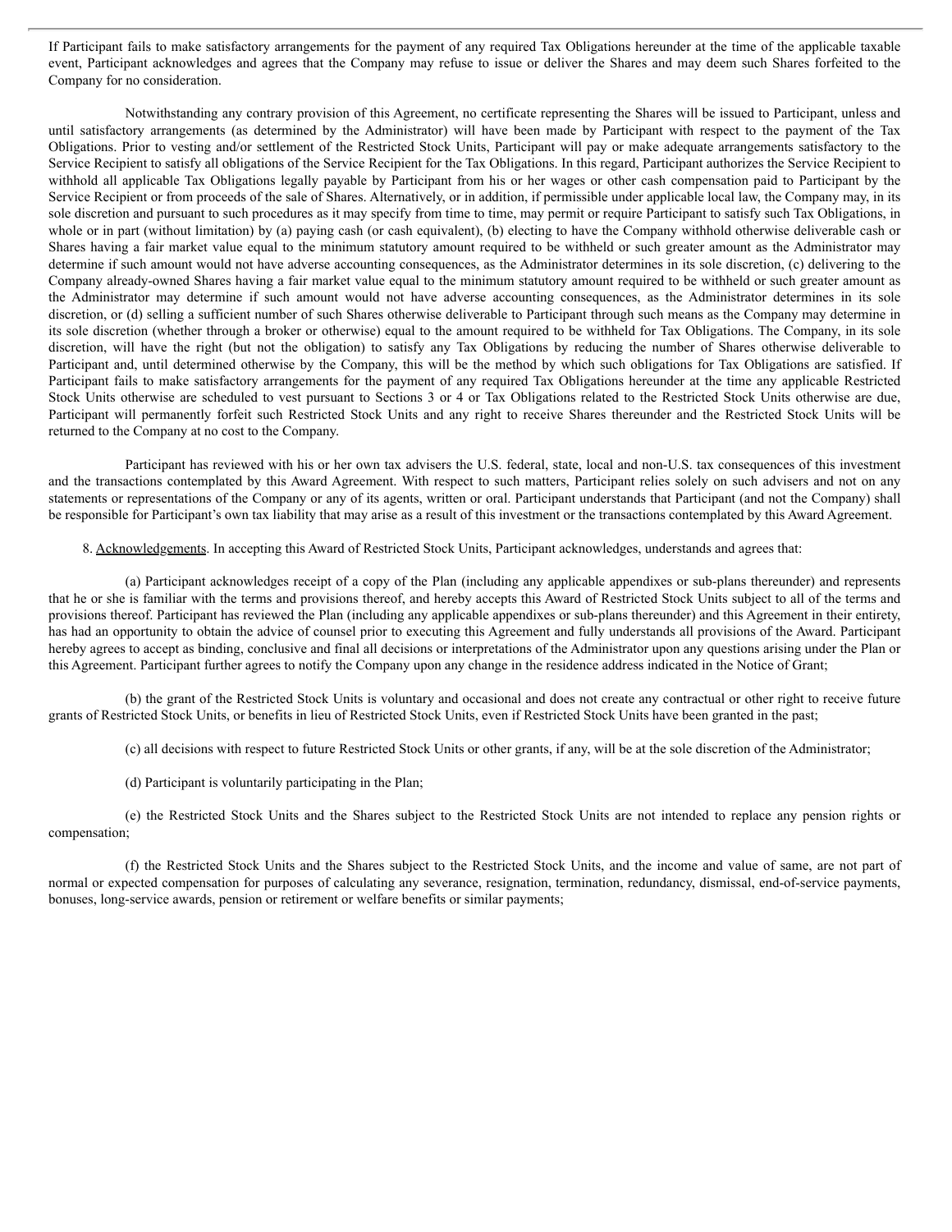If Participant fails to make satisfactory arrangements for the payment of any required Tax Obligations hereunder at the time of the applicable taxable event, Participant acknowledges and agrees that the Company may refuse to issue or deliver the Shares and may deem such Shares forfeited to the Company for no consideration.

Notwithstanding any contrary provision of this Agreement, no certificate representing the Shares will be issued to Participant, unless and until satisfactory arrangements (as determined by the Administrator) will have been made by Participant with respect to the payment of the Tax Obligations. Prior to vesting and/or settlement of the Restricted Stock Units, Participant will pay or make adequate arrangements satisfactory to the Service Recipient to satisfy all obligations of the Service Recipient for the Tax Obligations. In this regard, Participant authorizes the Service Recipient to withhold all applicable Tax Obligations legally payable by Participant from his or her wages or other cash compensation paid to Participant by the Service Recipient or from proceeds of the sale of Shares. Alternatively, or in addition, if permissible under applicable local law, the Company may, in its sole discretion and pursuant to such procedures as it may specify from time to time, may permit or require Participant to satisfy such Tax Obligations, in whole or in part (without limitation) by (a) paying cash (or cash equivalent), (b) electing to have the Company withhold otherwise deliverable cash or Shares having a fair market value equal to the minimum statutory amount required to be withheld or such greater amount as the Administrator may determine if such amount would not have adverse accounting consequences, as the Administrator determines in its sole discretion, (c) delivering to the Company already-owned Shares having a fair market value equal to the minimum statutory amount required to be withheld or such greater amount as the Administrator may determine if such amount would not have adverse accounting consequences, as the Administrator determines in its sole discretion, or (d) selling a sufficient number of such Shares otherwise deliverable to Participant through such means as the Company may determine in its sole discretion (whether through a broker or otherwise) equal to the amount required to be withheld for Tax Obligations. The Company, in its sole discretion, will have the right (but not the obligation) to satisfy any Tax Obligations by reducing the number of Shares otherwise deliverable to Participant and, until determined otherwise by the Company, this will be the method by which such obligations for Tax Obligations are satisfied. If Participant fails to make satisfactory arrangements for the payment of any required Tax Obligations hereunder at the time any applicable Restricted Stock Units otherwise are scheduled to vest pursuant to Sections 3 or 4 or Tax Obligations related to the Restricted Stock Units otherwise are due, Participant will permanently forfeit such Restricted Stock Units and any right to receive Shares thereunder and the Restricted Stock Units will be returned to the Company at no cost to the Company.

Participant has reviewed with his or her own tax advisers the U.S. federal, state, local and non-U.S. tax consequences of this investment and the transactions contemplated by this Award Agreement. With respect to such matters, Participant relies solely on such advisers and not on any statements or representations of the Company or any of its agents, written or oral. Participant understands that Participant (and not the Company) shall be responsible for Participant's own tax liability that may arise as a result of this investment or the transactions contemplated by this Award Agreement.

8. Acknowledgements. In accepting this Award of Restricted Stock Units, Participant acknowledges, understands and agrees that:

(a) Participant acknowledges receipt of a copy of the Plan (including any applicable appendixes or sub-plans thereunder) and represents that he or she is familiar with the terms and provisions thereof, and hereby accepts this Award of Restricted Stock Units subject to all of the terms and provisions thereof. Participant has reviewed the Plan (including any applicable appendixes or sub-plans thereunder) and this Agreement in their entirety, has had an opportunity to obtain the advice of counsel prior to executing this Agreement and fully understands all provisions of the Award. Participant hereby agrees to accept as binding, conclusive and final all decisions or interpretations of the Administrator upon any questions arising under the Plan or this Agreement. Participant further agrees to notify the Company upon any change in the residence address indicated in the Notice of Grant;

(b) the grant of the Restricted Stock Units is voluntary and occasional and does not create any contractual or other right to receive future grants of Restricted Stock Units, or benefits in lieu of Restricted Stock Units, even if Restricted Stock Units have been granted in the past;

(c) all decisions with respect to future Restricted Stock Units or other grants, if any, will be at the sole discretion of the Administrator;

(d) Participant is voluntarily participating in the Plan;

(e) the Restricted Stock Units and the Shares subject to the Restricted Stock Units are not intended to replace any pension rights or compensation;

(f) the Restricted Stock Units and the Shares subject to the Restricted Stock Units, and the income and value of same, are not part of normal or expected compensation for purposes of calculating any severance, resignation, termination, redundancy, dismissal, end-of-service payments, bonuses, long-service awards, pension or retirement or welfare benefits or similar payments;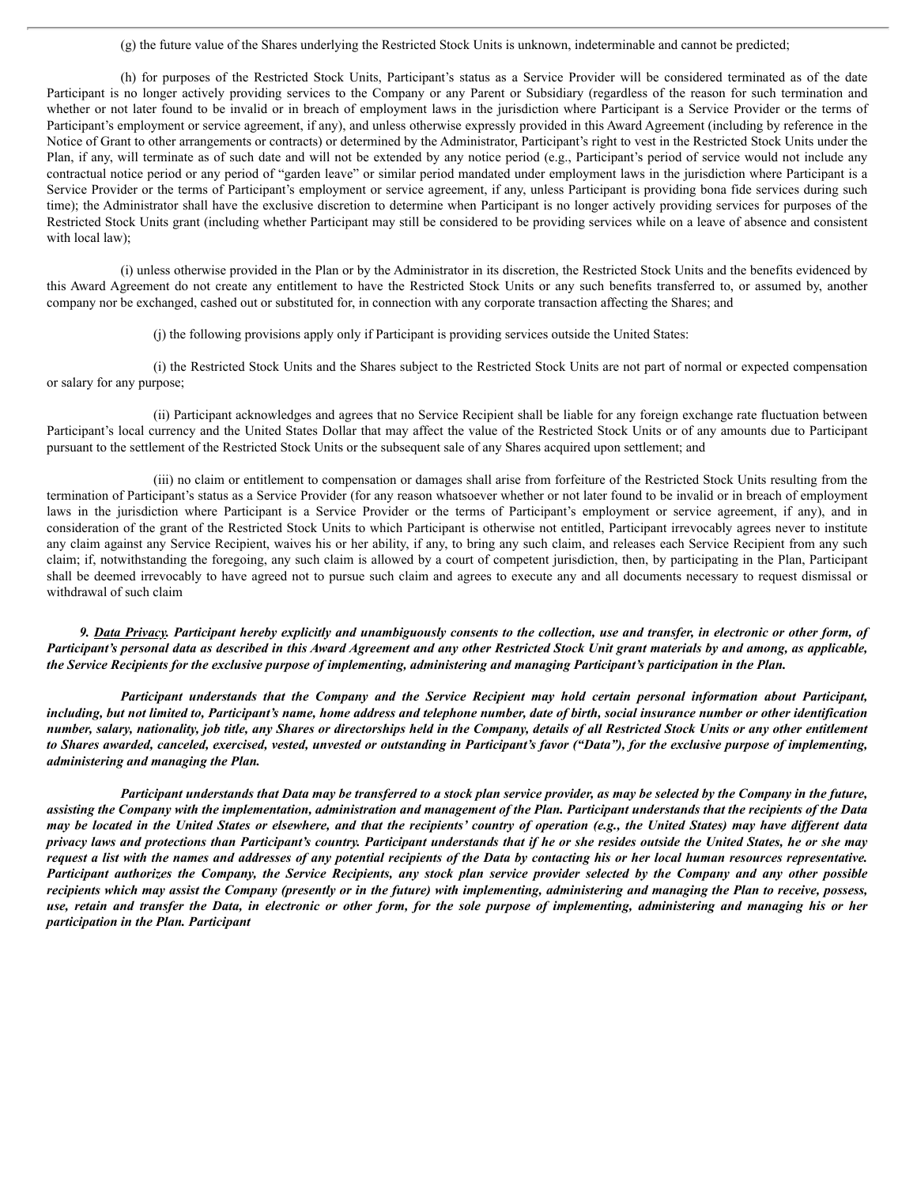(g) the future value of the Shares underlying the Restricted Stock Units is unknown, indeterminable and cannot be predicted;

(h) for purposes of the Restricted Stock Units, Participant's status as a Service Provider will be considered terminated as of the date Participant is no longer actively providing services to the Company or any Parent or Subsidiary (regardless of the reason for such termination and whether or not later found to be invalid or in breach of employment laws in the jurisdiction where Participant is a Service Provider or the terms of Participant's employment or service agreement, if any), and unless otherwise expressly provided in this Award Agreement (including by reference in the Notice of Grant to other arrangements or contracts) or determined by the Administrator, Participant's right to vest in the Restricted Stock Units under the Plan, if any, will terminate as of such date and will not be extended by any notice period (e.g., Participant's period of service would not include any contractual notice period or any period of "garden leave" or similar period mandated under employment laws in the jurisdiction where Participant is a Service Provider or the terms of Participant's employment or service agreement, if any, unless Participant is providing bona fide services during such time); the Administrator shall have the exclusive discretion to determine when Participant is no longer actively providing services for purposes of the Restricted Stock Units grant (including whether Participant may still be considered to be providing services while on a leave of absence and consistent with local law);

(i) unless otherwise provided in the Plan or by the Administrator in its discretion, the Restricted Stock Units and the benefits evidenced by this Award Agreement do not create any entitlement to have the Restricted Stock Units or any such benefits transferred to, or assumed by, another company nor be exchanged, cashed out or substituted for, in connection with any corporate transaction affecting the Shares; and

(j) the following provisions apply only if Participant is providing services outside the United States:

(i) the Restricted Stock Units and the Shares subject to the Restricted Stock Units are not part of normal or expected compensation or salary for any purpose;

(ii) Participant acknowledges and agrees that no Service Recipient shall be liable for any foreign exchange rate fluctuation between Participant's local currency and the United States Dollar that may affect the value of the Restricted Stock Units or of any amounts due to Participant pursuant to the settlement of the Restricted Stock Units or the subsequent sale of any Shares acquired upon settlement; and

(iii) no claim or entitlement to compensation or damages shall arise from forfeiture of the Restricted Stock Units resulting from the termination of Participant's status as a Service Provider (for any reason whatsoever whether or not later found to be invalid or in breach of employment laws in the jurisdiction where Participant is a Service Provider or the terms of Participant's employment or service agreement, if any), and in consideration of the grant of the Restricted Stock Units to which Participant is otherwise not entitled, Participant irrevocably agrees never to institute any claim against any Service Recipient, waives his or her ability, if any, to bring any such claim, and releases each Service Recipient from any such claim; if, notwithstanding the foregoing, any such claim is allowed by a court of competent jurisdiction, then, by participating in the Plan, Participant shall be deemed irrevocably to have agreed not to pursue such claim and agrees to execute any and all documents necessary to request dismissal or withdrawal of such claim

***9. <u>Data Privacy</u>. Participant hereby explicitly and unambiguously consents to the collection, use and transfer, in electronic or other form, of Participant's personal data as described in this Award Agreement and any other Restricted Stock Unit grant materials by and among, as applicable, the Service Recipients for the exclusive purpose of implementing, administering and managing Participant's participation in the Plan.***

***Participant understands that the Company and the Service Recipient may hold certain personal information about Participant, including, but not limited to, Participant's name, home address and telephone number, date of birth, social insurance number or other identification number, salary, nationality, job title, any Shares or directorships held in the Company, details of all Restricted Stock Units or any other entitlement to Shares awarded, canceled, exercised, vested, unvested or outstanding in Participant's favor ("Data"), for the exclusive purpose of implementing, administering and managing the Plan.***

***Participant understands that Data may be transferred to a stock plan service provider, as may be selected by the Company in the future, assisting the Company with the implementation, administration and management of the Plan. Participant understands that the recipients of the Data may be located in the United States or elsewhere, and that the recipients' country of operation (e.g., the United States) may have different data privacy laws and protections than Participant's country. Participant understands that if he or she resides outside the United States, he or she may request a list with the names and addresses of any potential recipients of the Data by contacting his or her local human resources representative. Participant authorizes the Company, the Service Recipients, any stock plan service provider selected by the Company and any other possible recipients which may assist the Company (presently or in the future) with implementing, administering and managing the Plan to receive, possess, use, retain and transfer the Data, in electronic or other form, for the sole purpose of implementing, administering and managing his or her participation in the Plan. Participant***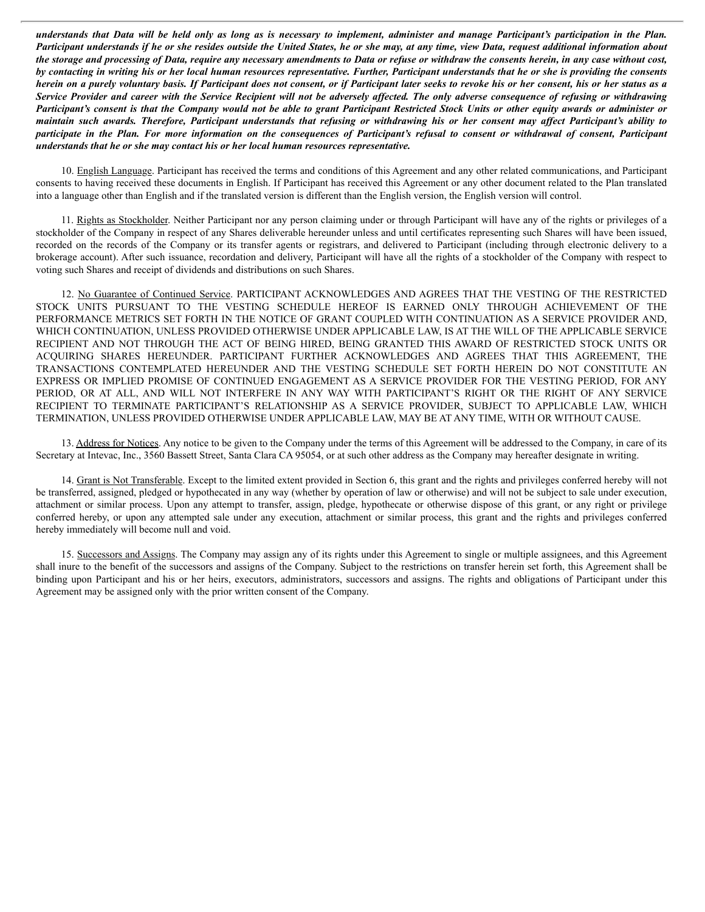***understands that Data will be held only as long as is necessary to implement, administer and manage Participant's participation in the Plan. Participant understands if he or she resides outside the United States, he or she may, at any time, view Data, request additional information about the storage and processing of Data, require any necessary amendments to Data or refuse or withdraw the consents herein, in any case without cost, by contacting in writing his or her local human resources representative. Further, Participant understands that he or she is providing the consents herein on a purely voluntary basis. If Participant does not consent, or if Participant later seeks to revoke his or her consent, his or her status as a Service Provider and career with the Service Recipient will not be adversely affected. The only adverse consequence of refusing or withdrawing Participant's consent is that the Company would not be able to grant Participant Restricted Stock Units or other equity awards or administer or maintain such awards. Therefore, Participant understands that refusing or withdrawing his or her consent may affect Participant's ability to participate in the Plan. For more information on the consequences of Participant's refusal to consent or withdrawal of consent, Participant understands that he or she may contact his or her local human resources representative.***

10. English Language. Participant has received the terms and conditions of this Agreement and any other related communications, and Participant consents to having received these documents in English. If Participant has received this Agreement or any other document related to the Plan translated into a language other than English and if the translated version is different than the English version, the English version will control.

11. Rights as Stockholder. Neither Participant nor any person claiming under or through Participant will have any of the rights or privileges of a stockholder of the Company in respect of any Shares deliverable hereunder unless and until certificates representing such Shares will have been issued, recorded on the records of the Company or its transfer agents or registrars, and delivered to Participant (including through electronic delivery to a brokerage account). After such issuance, recordation and delivery, Participant will have all the rights of a stockholder of the Company with respect to voting such Shares and receipt of dividends and distributions on such Shares.

12. No Guarantee of Continued Service. PARTICIPANT ACKNOWLEDGES AND AGREES THAT THE VESTING OF THE RESTRICTED STOCK UNITS PURSUANT TO THE VESTING SCHEDULE HEREOF IS EARNED ONLY THROUGH ACHIEVEMENT OF THE PERFORMANCE METRICS SET FORTH IN THE NOTICE OF GRANT COUPLED WITH CONTINUATION AS A SERVICE PROVIDER AND, WHICH CONTINUATION, UNLESS PROVIDED OTHERWISE UNDER APPLICABLE LAW, IS AT THE WILL OF THE APPLICABLE SERVICE RECIPIENT AND NOT THROUGH THE ACT OF BEING HIRED, BEING GRANTED THIS AWARD OF RESTRICTED STOCK UNITS OR ACQUIRING SHARES HEREUNDER. PARTICIPANT FURTHER ACKNOWLEDGES AND AGREES THAT THIS AGREEMENT, THE TRANSACTIONS CONTEMPLATED HEREUNDER AND THE VESTING SCHEDULE SET FORTH HEREIN DO NOT CONSTITUTE AN EXPRESS OR IMPLIED PROMISE OF CONTINUED ENGAGEMENT AS A SERVICE PROVIDER FOR THE VESTING PERIOD, FOR ANY PERIOD, OR AT ALL, AND WILL NOT INTERFERE IN ANY WAY WITH PARTICIPANT'S RIGHT OR THE RIGHT OF ANY SERVICE RECIPIENT TO TERMINATE PARTICIPANT'S RELATIONSHIP AS A SERVICE PROVIDER, SUBJECT TO APPLICABLE LAW, WHICH TERMINATION, UNLESS PROVIDED OTHERWISE UNDER APPLICABLE LAW, MAY BE AT ANY TIME, WITH OR WITHOUT CAUSE.

13. Address for Notices. Any notice to be given to the Company under the terms of this Agreement will be addressed to the Company, in care of its Secretary at Intevac, Inc., 3560 Bassett Street, Santa Clara CA 95054, or at such other address as the Company may hereafter designate in writing.

14. Grant is Not Transferable. Except to the limited extent provided in Section 6, this grant and the rights and privileges conferred hereby will not be transferred, assigned, pledged or hypothecated in any way (whether by operation of law or otherwise) and will not be subject to sale under execution, attachment or similar process. Upon any attempt to transfer, assign, pledge, hypothecate or otherwise dispose of this grant, or any right or privilege conferred hereby, or upon any attempted sale under any execution, attachment or similar process, this grant and the rights and privileges conferred hereby immediately will become null and void.

15. Successors and Assigns. The Company may assign any of its rights under this Agreement to single or multiple assignees, and this Agreement shall inure to the benefit of the successors and assigns of the Company. Subject to the restrictions on transfer herein set forth, this Agreement shall be binding upon Participant and his or her heirs, executors, administrators, successors and assigns. The rights and obligations of Participant under this Agreement may be assigned only with the prior written consent of the Company.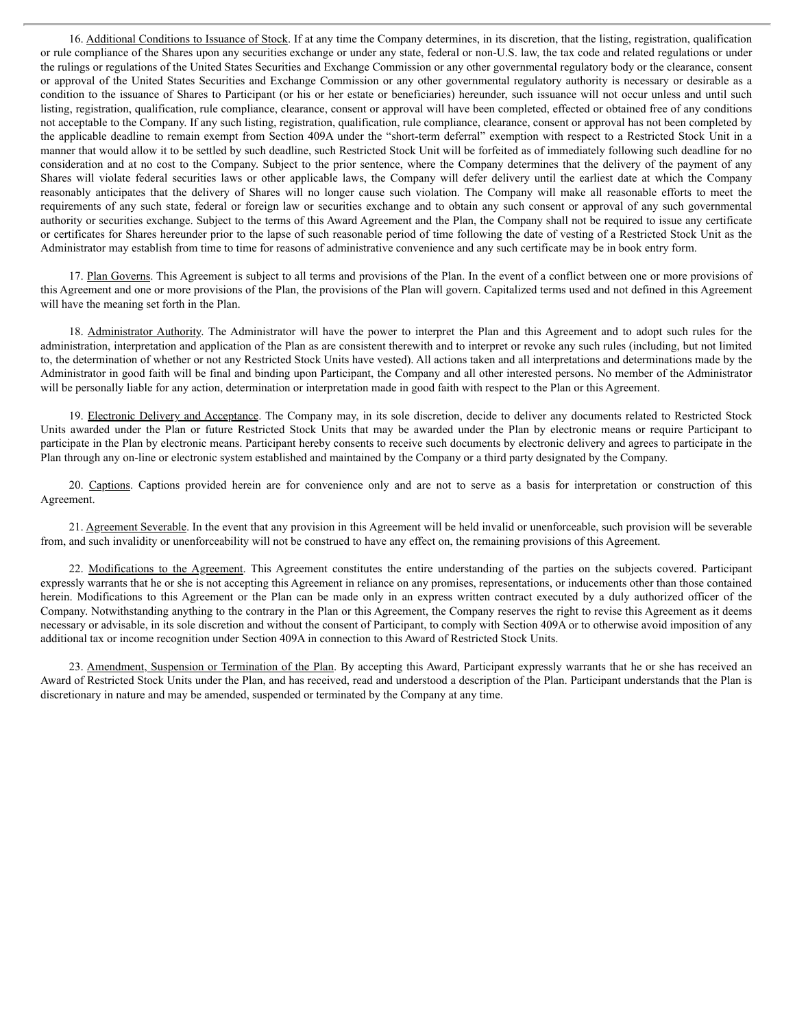16. Additional Conditions to Issuance of Stock. If at any time the Company determines, in its discretion, that the listing, registration, qualification or rule compliance of the Shares upon any securities exchange or under any state, federal or non-U.S. law, the tax code and related regulations or under the rulings or regulations of the United States Securities and Exchange Commission or any other governmental regulatory body or the clearance, consent or approval of the United States Securities and Exchange Commission or any other governmental regulatory authority is necessary or desirable as a condition to the issuance of Shares to Participant (or his or her estate or beneficiaries) hereunder, such issuance will not occur unless and until such listing, registration, qualification, rule compliance, clearance, consent or approval will have been completed, effected or obtained free of any conditions not acceptable to the Company. If any such listing, registration, qualification, rule compliance, clearance, consent or approval has not been completed by the applicable deadline to remain exempt from Section 409A under the "short-term deferral" exemption with respect to a Restricted Stock Unit in a manner that would allow it to be settled by such deadline, such Restricted Stock Unit will be forfeited as of immediately following such deadline for no consideration and at no cost to the Company. Subject to the prior sentence, where the Company determines that the delivery of the payment of any Shares will violate federal securities laws or other applicable laws, the Company will defer delivery until the earliest date at which the Company reasonably anticipates that the delivery of Shares will no longer cause such violation. The Company will make all reasonable efforts to meet the requirements of any such state, federal or foreign law or securities exchange and to obtain any such consent or approval of any such governmental authority or securities exchange. Subject to the terms of this Award Agreement and the Plan, the Company shall not be required to issue any certificate or certificates for Shares hereunder prior to the lapse of such reasonable period of time following the date of vesting of a Restricted Stock Unit as the Administrator may establish from time to time for reasons of administrative convenience and any such certificate may be in book entry form.

17. Plan Governs. This Agreement is subject to all terms and provisions of the Plan. In the event of a conflict between one or more provisions of this Agreement and one or more provisions of the Plan, the provisions of the Plan will govern. Capitalized terms used and not defined in this Agreement will have the meaning set forth in the Plan.

18. Administrator Authority. The Administrator will have the power to interpret the Plan and this Agreement and to adopt such rules for the administration, interpretation and application of the Plan as are consistent therewith and to interpret or revoke any such rules (including, but not limited to, the determination of whether or not any Restricted Stock Units have vested). All actions taken and all interpretations and determinations made by the Administrator in good faith will be final and binding upon Participant, the Company and all other interested persons. No member of the Administrator will be personally liable for any action, determination or interpretation made in good faith with respect to the Plan or this Agreement.

19. Electronic Delivery and Acceptance. The Company may, in its sole discretion, decide to deliver any documents related to Restricted Stock Units awarded under the Plan or future Restricted Stock Units that may be awarded under the Plan by electronic means or require Participant to participate in the Plan by electronic means. Participant hereby consents to receive such documents by electronic delivery and agrees to participate in the Plan through any on-line or electronic system established and maintained by the Company or a third party designated by the Company.

20. Captions. Captions provided herein are for convenience only and are not to serve as a basis for interpretation or construction of this Agreement.

21. Agreement Severable. In the event that any provision in this Agreement will be held invalid or unenforceable, such provision will be severable from, and such invalidity or unenforceability will not be construed to have any effect on, the remaining provisions of this Agreement.

22. Modifications to the Agreement. This Agreement constitutes the entire understanding of the parties on the subjects covered. Participant expressly warrants that he or she is not accepting this Agreement in reliance on any promises, representations, or inducements other than those contained herein. Modifications to this Agreement or the Plan can be made only in an express written contract executed by a duly authorized officer of the Company. Notwithstanding anything to the contrary in the Plan or this Agreement, the Company reserves the right to revise this Agreement as it deems necessary or advisable, in its sole discretion and without the consent of Participant, to comply with Section 409A or to otherwise avoid imposition of any additional tax or income recognition under Section 409A in connection to this Award of Restricted Stock Units.

23. Amendment, Suspension or Termination of the Plan. By accepting this Award, Participant expressly warrants that he or she has received an Award of Restricted Stock Units under the Plan, and has received, read and understood a description of the Plan. Participant understands that the Plan is discretionary in nature and may be amended, suspended or terminated by the Company at any time.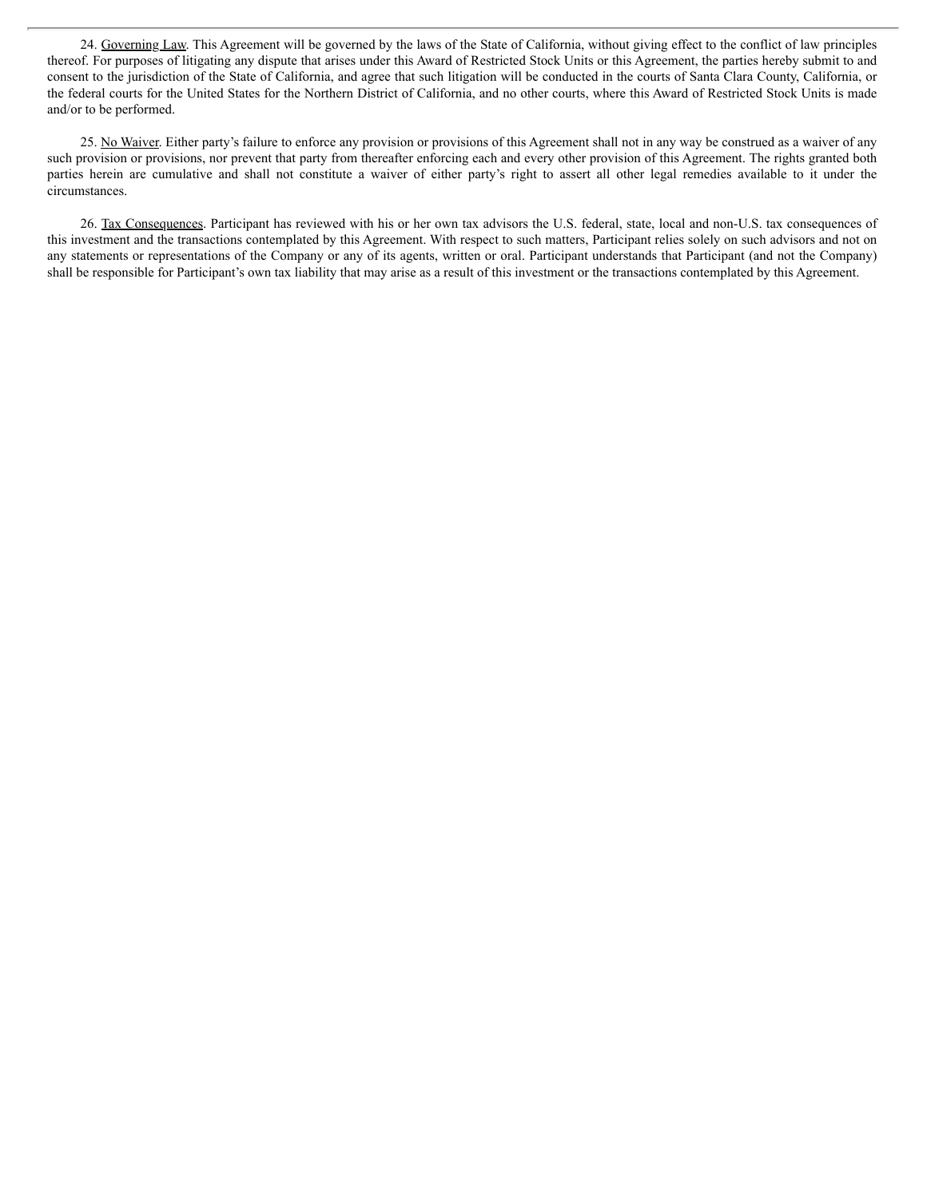24. Governing Law. This Agreement will be governed by the laws of the State of California, without giving effect to the conflict of law principles thereof. For purposes of litigating any dispute that arises under this Award of Restricted Stock Units or this Agreement, the parties hereby submit to and consent to the jurisdiction of the State of California, and agree that such litigation will be conducted in the courts of Santa Clara County, California, or the federal courts for the United States for the Northern District of California, and no other courts, where this Award of Restricted Stock Units is made and/or to be performed.

25. No Waiver. Either party's failure to enforce any provision or provisions of this Agreement shall not in any way be construed as a waiver of any such provision or provisions, nor prevent that party from thereafter enforcing each and every other provision of this Agreement. The rights granted both parties herein are cumulative and shall not constitute a waiver of either party's right to assert all other legal remedies available to it under the circumstances.

26. Tax Consequences. Participant has reviewed with his or her own tax advisors the U.S. federal, state, local and non-U.S. tax consequences of this investment and the transactions contemplated by this Agreement. With respect to such matters, Participant relies solely on such advisors and not on any statements or representations of the Company or any of its agents, written or oral. Participant understands that Participant (and not the Company) shall be responsible for Participant's own tax liability that may arise as a result of this investment or the transactions contemplated by this Agreement.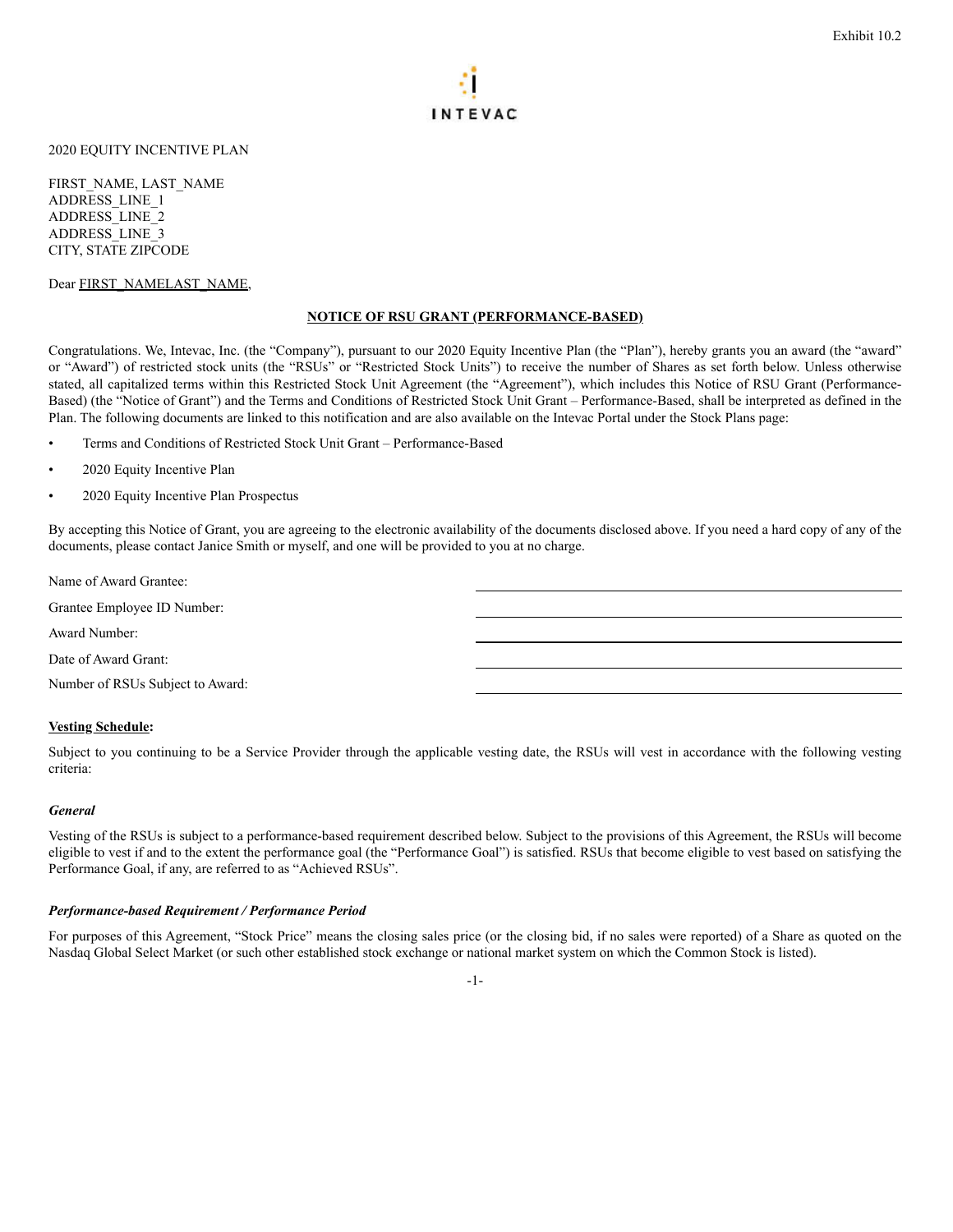Exhibit 10.2

INTEVAC

2020 EQUITY INCENTIVE PLAN

FIRST_NAME, LAST_NAME
ADDRESS_LINE_1
ADDRESS_LINE_2
ADDRESS_LINE_3
CITY, STATE ZIPCODE

Dear FIRST_NAMELAST_NAME,

**NOTICE OF RSU GRANT (PERFORMANCE-BASED)**

Congratulations. We, Intevac, Inc. (the "Company"), pursuant to our 2020 Equity Incentive Plan (the "Plan"), hereby grants you an award (the "award" or "Award") of restricted stock units (the "RSUs" or "Restricted Stock Units") to receive the number of Shares as set forth below. Unless otherwise stated, all capitalized terms within this Restricted Stock Unit Agreement (the "Agreement"), which includes this Notice of RSU Grant (Performance-Based) (the "Notice of Grant") and the Terms and Conditions of Restricted Stock Unit Grant – Performance-Based, shall be interpreted as defined in the Plan. The following documents are linked to this notification and are also available on the Intevac Portal under the Stock Plans page:

- Terms and Conditions of Restricted Stock Unit Grant – Performance-Based
- 2020 Equity Incentive Plan
- 2020 Equity Incentive Plan Prospectus

By accepting this Notice of Grant, you are agreeing to the electronic availability of the documents disclosed above. If you need a hard copy of any of the documents, please contact Janice Smith or myself, and one will be provided to you at no charge.

Name of Award Grantee: \_\_\_\_\_\_\_\_\_\_\_\_\_\_\_\_\_\_\_\_\_\_\_\_

Grantee Employee ID Number: \_\_\_\_\_\_\_\_\_\_\_\_\_\_\_\_\_\_\_\_\_\_\_\_

Award Number: \_\_\_\_\_\_\_\_\_\_\_\_\_\_\_\_\_\_\_\_\_\_\_\_

Date of Award Grant: \_\_\_\_\_\_\_\_\_\_\_\_\_\_\_\_\_\_\_\_\_\_\_\_

Number of RSUs Subject to Award: \_\_\_\_\_\_\_\_\_\_\_\_\_\_\_\_\_\_\_\_\_\_\_\_

**Vesting Schedule:**

Subject to you continuing to be a Service Provider through the applicable vesting date, the RSUs will vest in accordance with the following vesting criteria:

***General***

Vesting of the RSUs is subject to a performance-based requirement described below. Subject to the provisions of this Agreement, the RSUs will become eligible to vest if and to the extent the performance goal (the "Performance Goal") is satisfied. RSUs that become eligible to vest based on satisfying the Performance Goal, if any, are referred to as "Achieved RSUs".

***Performance-based Requirement / Performance Period***

For purposes of this Agreement, "Stock Price" means the closing sales price (or the closing bid, if no sales were reported) of a Share as quoted on the Nasdaq Global Select Market (or such other established stock exchange or national market system on which the Common Stock is listed).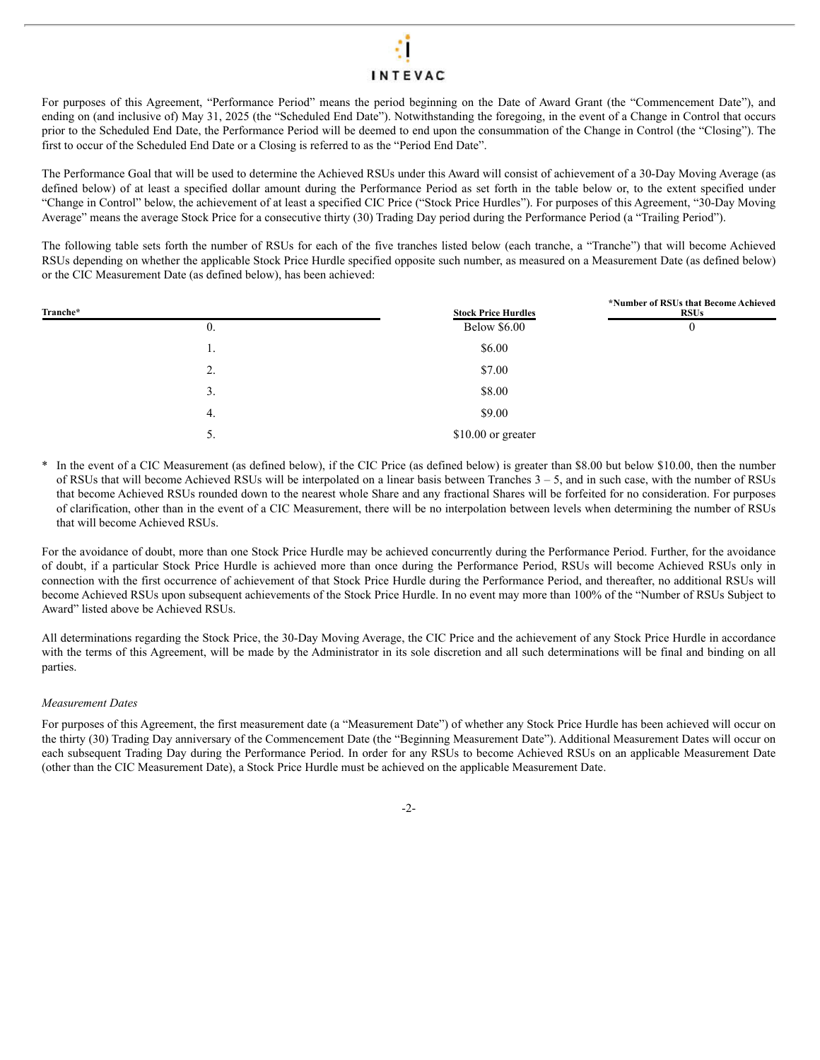For purposes of this Agreement, "Performance Period" means the period beginning on the Date of Award Grant (the "Commencement Date"), and ending on (and inclusive of) May 31, 2025 (the "Scheduled End Date"). Notwithstanding the foregoing, in the event of a Change in Control that occurs prior to the Scheduled End Date, the Performance Period will be deemed to end upon the consummation of the Change in Control (the "Closing"). The first to occur of the Scheduled End Date or a Closing is referred to as the "Period End Date".

The Performance Goal that will be used to determine the Achieved RSUs under this Award will consist of achievement of a 30-Day Moving Average (as defined below) of at least a specified dollar amount during the Performance Period as set forth in the table below or, to the extent specified under "Change in Control" below, the achievement of at least a specified CIC Price ("Stock Price Hurdles"). For purposes of this Agreement, "30-Day Moving Average" means the average Stock Price for a consecutive thirty (30) Trading Day period during the Performance Period (a "Trailing Period").

The following table sets forth the number of RSUs for each of the five tranches listed below (each tranche, a "Tranche") that will become Achieved RSUs depending on whether the applicable Stock Price Hurdle specified opposite such number, as measured on a Measurement Date (as defined below) or the CIC Measurement Date (as defined below), has been achieved:

| Tranche* | Stock Price Hurdles | *Number of RSUs that Become Achieved RSUs |
|---|---|---|
| 0. | Below $6.00 | 0 |
| 1. | $6.00 | |
| 2. | $7.00 | |
| 3. | $8.00 | |
| 4. | $9.00 | |
| 5. | $10.00 or greater | |

\* In the event of a CIC Measurement (as defined below), if the CIC Price (as defined below) is greater than $8.00 but below $10.00, then the number of RSUs that will become Achieved RSUs will be interpolated on a linear basis between Tranches 3 – 5, and in such case, with the number of RSUs that become Achieved RSUs rounded down to the nearest whole Share and any fractional Shares will be forfeited for no consideration. For purposes of clarification, other than in the event of a CIC Measurement, there will be no interpolation between levels when determining the number of RSUs that will become Achieved RSUs.

For the avoidance of doubt, more than one Stock Price Hurdle may be achieved concurrently during the Performance Period. Further, for the avoidance of doubt, if a particular Stock Price Hurdle is achieved more than once during the Performance Period, RSUs will become Achieved RSUs only in connection with the first occurrence of achievement of that Stock Price Hurdle during the Performance Period, and thereafter, no additional RSUs will become Achieved RSUs upon subsequent achievements of the Stock Price Hurdle. In no event may more than 100% of the "Number of RSUs Subject to Award" listed above be Achieved RSUs.

All determinations regarding the Stock Price, the 30-Day Moving Average, the CIC Price and the achievement of any Stock Price Hurdle in accordance with the terms of this Agreement, will be made by the Administrator in its sole discretion and all such determinations will be final and binding on all parties.

*Measurement Dates*

For purposes of this Agreement, the first measurement date (a "Measurement Date") of whether any Stock Price Hurdle has been achieved will occur on the thirty (30) Trading Day anniversary of the Commencement Date (the "Beginning Measurement Date"). Additional Measurement Dates will occur on each subsequent Trading Day during the Performance Period. In order for any RSUs to become Achieved RSUs on an applicable Measurement Date (other than the CIC Measurement Date), a Stock Price Hurdle must be achieved on the applicable Measurement Date.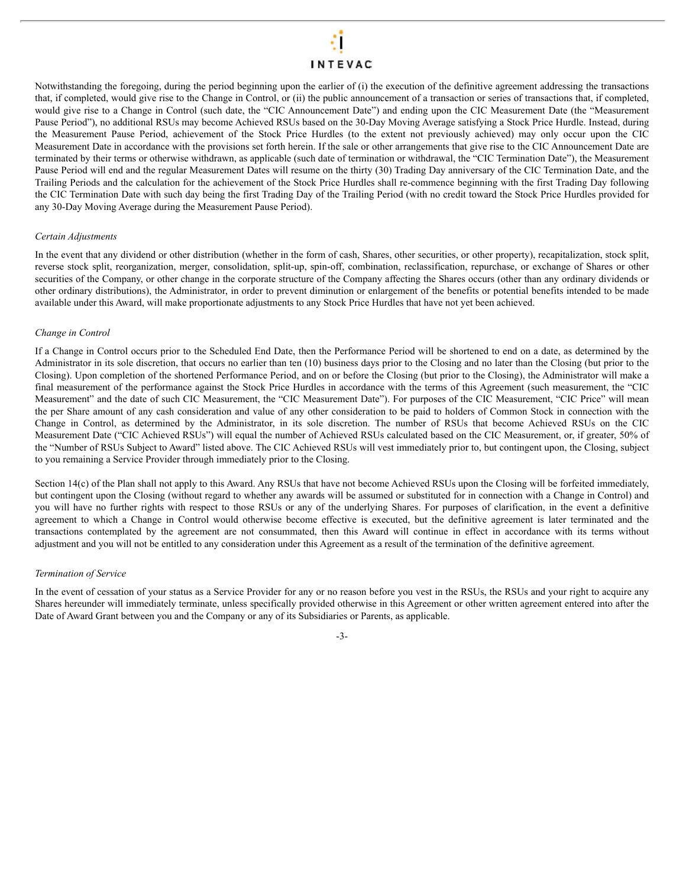Notwithstanding the foregoing, during the period beginning upon the earlier of (i) the execution of the definitive agreement addressing the transactions that, if completed, would give rise to the Change in Control, or (ii) the public announcement of a transaction or series of transactions that, if completed, would give rise to a Change in Control (such date, the "CIC Announcement Date") and ending upon the CIC Measurement Date (the "Measurement Pause Period"), no additional RSUs may become Achieved RSUs based on the 30-Day Moving Average satisfying a Stock Price Hurdle. Instead, during the Measurement Pause Period, achievement of the Stock Price Hurdles (to the extent not previously achieved) may only occur upon the CIC Measurement Date in accordance with the provisions set forth herein. If the sale or other arrangements that give rise to the CIC Announcement Date are terminated by their terms or otherwise withdrawn, as applicable (such date of termination or withdrawal, the "CIC Termination Date"), the Measurement Pause Period will end and the regular Measurement Dates will resume on the thirty (30) Trading Day anniversary of the CIC Termination Date, and the Trailing Periods and the calculation for the achievement of the Stock Price Hurdles shall re-commence beginning with the first Trading Day following the CIC Termination Date with such day being the first Trading Day of the Trailing Period (with no credit toward the Stock Price Hurdles provided for any 30-Day Moving Average during the Measurement Pause Period).

*Certain Adjustments*

In the event that any dividend or other distribution (whether in the form of cash, Shares, other securities, or other property), recapitalization, stock split, reverse stock split, reorganization, merger, consolidation, split-up, spin-off, combination, reclassification, repurchase, or exchange of Shares or other securities of the Company, or other change in the corporate structure of the Company affecting the Shares occurs (other than any ordinary dividends or other ordinary distributions), the Administrator, in order to prevent diminution or enlargement of the benefits or potential benefits intended to be made available under this Award, will make proportionate adjustments to any Stock Price Hurdles that have not yet been achieved.

*Change in Control*

If a Change in Control occurs prior to the Scheduled End Date, then the Performance Period will be shortened to end on a date, as determined by the Administrator in its sole discretion, that occurs no earlier than ten (10) business days prior to the Closing and no later than the Closing (but prior to the Closing). Upon completion of the shortened Performance Period, and on or before the Closing (but prior to the Closing), the Administrator will make a final measurement of the performance against the Stock Price Hurdles in accordance with the terms of this Agreement (such measurement, the "CIC Measurement" and the date of such CIC Measurement, the "CIC Measurement Date"). For purposes of the CIC Measurement, "CIC Price" will mean the per Share amount of any cash consideration and value of any other consideration to be paid to holders of Common Stock in connection with the Change in Control, as determined by the Administrator, in its sole discretion. The number of RSUs that become Achieved RSUs on the CIC Measurement Date ("CIC Achieved RSUs") will equal the number of Achieved RSUs calculated based on the CIC Measurement, or, if greater, 50% of the "Number of RSUs Subject to Award" listed above. The CIC Achieved RSUs will vest immediately prior to, but contingent upon, the Closing, subject to you remaining a Service Provider through immediately prior to the Closing.

Section 14(c) of the Plan shall not apply to this Award. Any RSUs that have not become Achieved RSUs upon the Closing will be forfeited immediately, but contingent upon the Closing (without regard to whether any awards will be assumed or substituted for in connection with a Change in Control) and you will have no further rights with respect to those RSUs or any of the underlying Shares. For purposes of clarification, in the event a definitive agreement to which a Change in Control would otherwise become effective is executed, but the definitive agreement is later terminated and the transactions contemplated by the agreement are not consummated, then this Award will continue in effect in accordance with its terms without adjustment and you will not be entitled to any consideration under this Agreement as a result of the termination of the definitive agreement.

*Termination of Service*

In the event of cessation of your status as a Service Provider for any or no reason before you vest in the RSUs, the RSUs and your right to acquire any Shares hereunder will immediately terminate, unless specifically provided otherwise in this Agreement or other written agreement entered into after the Date of Award Grant between you and the Company or any of its Subsidiaries or Parents, as applicable.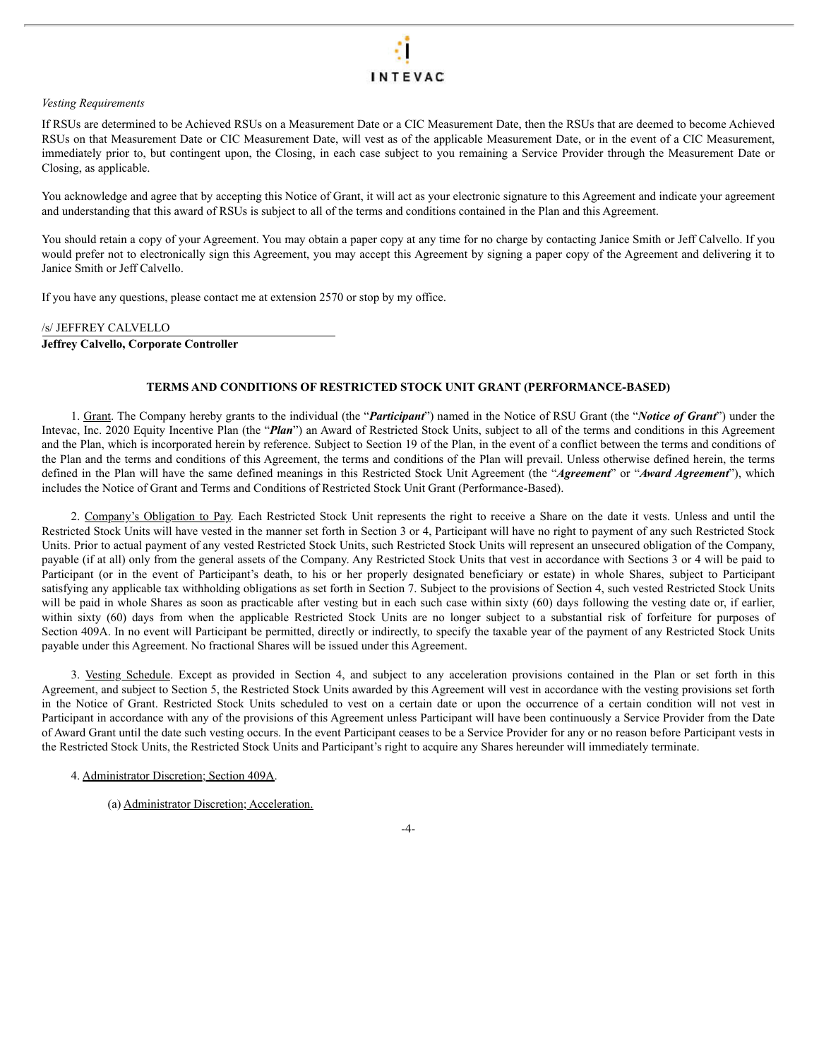*Vesting Requirements*

If RSUs are determined to be Achieved RSUs on a Measurement Date or a CIC Measurement Date, then the RSUs that are deemed to become Achieved RSUs on that Measurement Date or CIC Measurement Date, will vest as of the applicable Measurement Date, or in the event of a CIC Measurement, immediately prior to, but contingent upon, the Closing, in each case subject to you remaining a Service Provider through the Measurement Date or Closing, as applicable.

You acknowledge and agree that by accepting this Notice of Grant, it will act as your electronic signature to this Agreement and indicate your agreement and understanding that this award of RSUs is subject to all of the terms and conditions contained in the Plan and this Agreement.

You should retain a copy of your Agreement. You may obtain a paper copy at any time for no charge by contacting Janice Smith or Jeff Calvello. If you would prefer not to electronically sign this Agreement, you may accept this Agreement by signing a paper copy of the Agreement and delivering it to Janice Smith or Jeff Calvello.

If you have any questions, please contact me at extension 2570 or stop by my office.

/s/ JEFFREY CALVELLO

**Jeffrey Calvello, Corporate Controller**

**TERMS AND CONDITIONS OF RESTRICTED STOCK UNIT GRANT (PERFORMANCE-BASED)**

1. Grant. The Company hereby grants to the individual (the "***Participant***") named in the Notice of RSU Grant (the "***Notice of Grant***") under the Intevac, Inc. 2020 Equity Incentive Plan (the "***Plan***") an Award of Restricted Stock Units, subject to all of the terms and conditions in this Agreement and the Plan, which is incorporated herein by reference. Subject to Section 19 of the Plan, in the event of a conflict between the terms and conditions of the Plan and the terms and conditions of this Agreement, the terms and conditions of the Plan will prevail. Unless otherwise defined herein, the terms defined in the Plan will have the same defined meanings in this Restricted Stock Unit Agreement (the "***Agreement***" or "***Award Agreement***"), which includes the Notice of Grant and Terms and Conditions of Restricted Stock Unit Grant (Performance-Based).

2. Company's Obligation to Pay. Each Restricted Stock Unit represents the right to receive a Share on the date it vests. Unless and until the Restricted Stock Units will have vested in the manner set forth in Section 3 or 4, Participant will have no right to payment of any such Restricted Stock Units. Prior to actual payment of any vested Restricted Stock Units, such Restricted Stock Units will represent an unsecured obligation of the Company, payable (if at all) only from the general assets of the Company. Any Restricted Stock Units that vest in accordance with Sections 3 or 4 will be paid to Participant (or in the event of Participant's death, to his or her properly designated beneficiary or estate) in whole Shares, subject to Participant satisfying any applicable tax withholding obligations as set forth in Section 7. Subject to the provisions of Section 4, such vested Restricted Stock Units will be paid in whole Shares as soon as practicable after vesting but in each such case within sixty (60) days following the vesting date or, if earlier, within sixty (60) days from when the applicable Restricted Stock Units are no longer subject to a substantial risk of forfeiture for purposes of Section 409A. In no event will Participant be permitted, directly or indirectly, to specify the taxable year of the payment of any Restricted Stock Units payable under this Agreement. No fractional Shares will be issued under this Agreement.

3. Vesting Schedule. Except as provided in Section 4, and subject to any acceleration provisions contained in the Plan or set forth in this Agreement, and subject to Section 5, the Restricted Stock Units awarded by this Agreement will vest in accordance with the vesting provisions set forth in the Notice of Grant. Restricted Stock Units scheduled to vest on a certain date or upon the occurrence of a certain condition will not vest in Participant in accordance with any of the provisions of this Agreement unless Participant will have been continuously a Service Provider from the Date of Award Grant until the date such vesting occurs. In the event Participant ceases to be a Service Provider for any or no reason before Participant vests in the Restricted Stock Units, the Restricted Stock Units and Participant's right to acquire any Shares hereunder will immediately terminate.

4. Administrator Discretion; Section 409A.

(a) Administrator Discretion; Acceleration.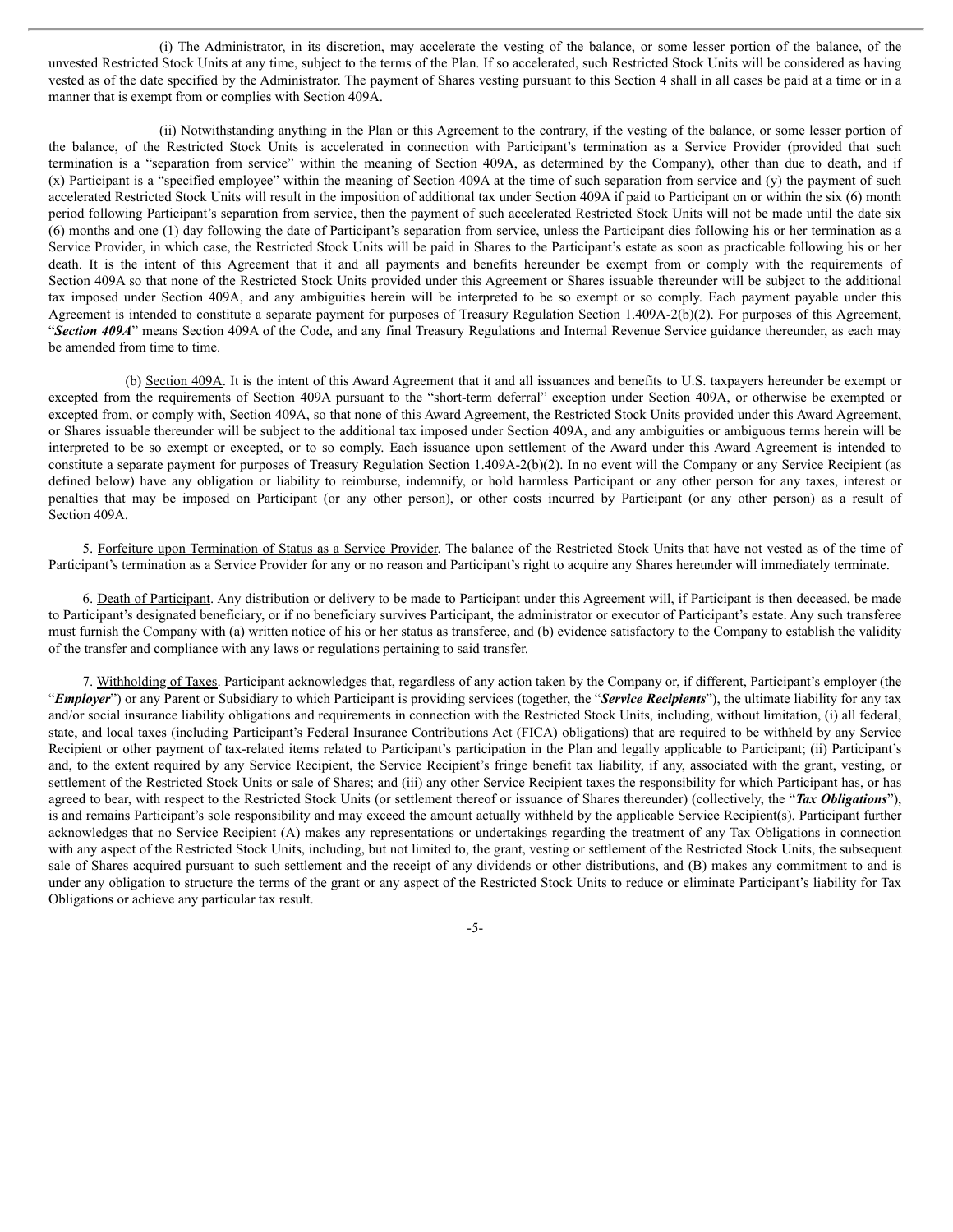(i) The Administrator, in its discretion, may accelerate the vesting of the balance, or some lesser portion of the balance, of the unvested Restricted Stock Units at any time, subject to the terms of the Plan. If so accelerated, such Restricted Stock Units will be considered as having vested as of the date specified by the Administrator. The payment of Shares vesting pursuant to this Section 4 shall in all cases be paid at a time or in a manner that is exempt from or complies with Section 409A.

(ii) Notwithstanding anything in the Plan or this Agreement to the contrary, if the vesting of the balance, or some lesser portion of the balance, of the Restricted Stock Units is accelerated in connection with Participant's termination as a Service Provider (provided that such termination is a "separation from service" within the meaning of Section 409A, as determined by the Company), other than due to death**,** and if (x) Participant is a "specified employee" within the meaning of Section 409A at the time of such separation from service and (y) the payment of such accelerated Restricted Stock Units will result in the imposition of additional tax under Section 409A if paid to Participant on or within the six (6) month period following Participant's separation from service, then the payment of such accelerated Restricted Stock Units will not be made until the date six (6) months and one (1) day following the date of Participant's separation from service, unless the Participant dies following his or her termination as a Service Provider, in which case, the Restricted Stock Units will be paid in Shares to the Participant's estate as soon as practicable following his or her death. It is the intent of this Agreement that it and all payments and benefits hereunder be exempt from or comply with the requirements of Section 409A so that none of the Restricted Stock Units provided under this Agreement or Shares issuable thereunder will be subject to the additional tax imposed under Section 409A, and any ambiguities herein will be interpreted to be so exempt or so comply. Each payment payable under this Agreement is intended to constitute a separate payment for purposes of Treasury Regulation Section 1.409A-2(b)(2). For purposes of this Agreement, "***Section 409A***" means Section 409A of the Code, and any final Treasury Regulations and Internal Revenue Service guidance thereunder, as each may be amended from time to time.

(b) Section 409A. It is the intent of this Award Agreement that it and all issuances and benefits to U.S. taxpayers hereunder be exempt or excepted from the requirements of Section 409A pursuant to the "short-term deferral" exception under Section 409A, or otherwise be exempted or excepted from, or comply with, Section 409A, so that none of this Award Agreement, the Restricted Stock Units provided under this Award Agreement, or Shares issuable thereunder will be subject to the additional tax imposed under Section 409A, and any ambiguities or ambiguous terms herein will be interpreted to be so exempt or excepted, or to so comply. Each issuance upon settlement of the Award under this Award Agreement is intended to constitute a separate payment for purposes of Treasury Regulation Section 1.409A-2(b)(2). In no event will the Company or any Service Recipient (as defined below) have any obligation or liability to reimburse, indemnify, or hold harmless Participant or any other person for any taxes, interest or penalties that may be imposed on Participant (or any other person), or other costs incurred by Participant (or any other person) as a result of Section 409A.

5. Forfeiture upon Termination of Status as a Service Provider. The balance of the Restricted Stock Units that have not vested as of the time of Participant's termination as a Service Provider for any or no reason and Participant's right to acquire any Shares hereunder will immediately terminate.

6. Death of Participant. Any distribution or delivery to be made to Participant under this Agreement will, if Participant is then deceased, be made to Participant's designated beneficiary, or if no beneficiary survives Participant, the administrator or executor of Participant's estate. Any such transferee must furnish the Company with (a) written notice of his or her status as transferee, and (b) evidence satisfactory to the Company to establish the validity of the transfer and compliance with any laws or regulations pertaining to said transfer.

7. Withholding of Taxes. Participant acknowledges that, regardless of any action taken by the Company or, if different, Participant's employer (the "***Employer***") or any Parent or Subsidiary to which Participant is providing services (together, the "***Service Recipients***"), the ultimate liability for any tax and/or social insurance liability obligations and requirements in connection with the Restricted Stock Units, including, without limitation, (i) all federal, state, and local taxes (including Participant's Federal Insurance Contributions Act (FICA) obligations) that are required to be withheld by any Service Recipient or other payment of tax-related items related to Participant's participation in the Plan and legally applicable to Participant; (ii) Participant's and, to the extent required by any Service Recipient, the Service Recipient's fringe benefit tax liability, if any, associated with the grant, vesting, or settlement of the Restricted Stock Units or sale of Shares; and (iii) any other Service Recipient taxes the responsibility for which Participant has, or has agreed to bear, with respect to the Restricted Stock Units (or settlement thereof or issuance of Shares thereunder) (collectively, the "***Tax Obligations***"), is and remains Participant's sole responsibility and may exceed the amount actually withheld by the applicable Service Recipient(s). Participant further acknowledges that no Service Recipient (A) makes any representations or undertakings regarding the treatment of any Tax Obligations in connection with any aspect of the Restricted Stock Units, including, but not limited to, the grant, vesting or settlement of the Restricted Stock Units, the subsequent sale of Shares acquired pursuant to such settlement and the receipt of any dividends or other distributions, and (B) makes any commitment to and is under any obligation to structure the terms of the grant or any aspect of the Restricted Stock Units to reduce or eliminate Participant's liability for Tax Obligations or achieve any particular tax result.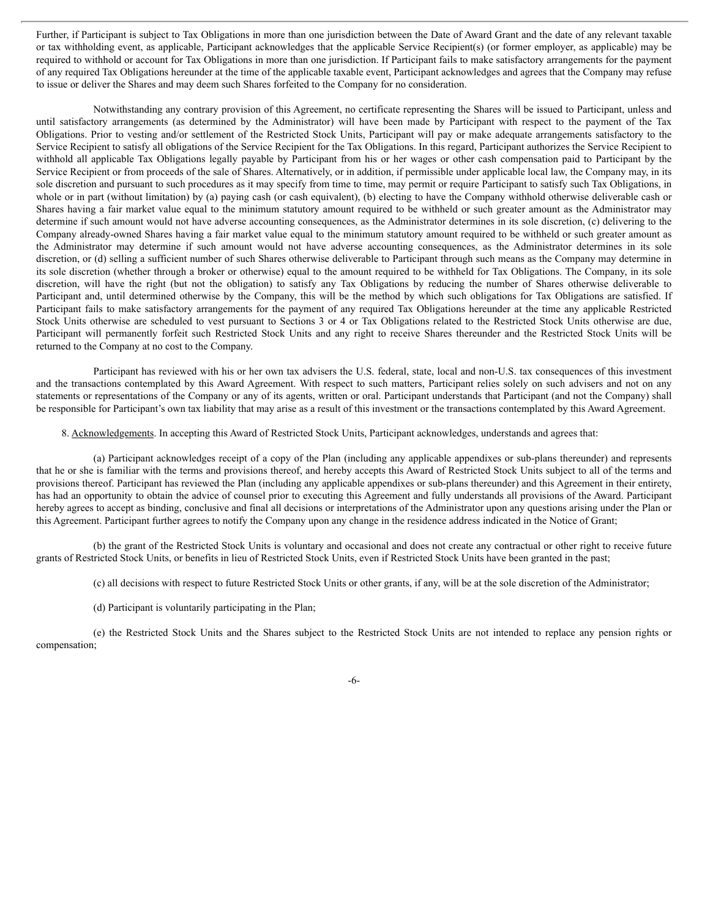Further, if Participant is subject to Tax Obligations in more than one jurisdiction between the Date of Award Grant and the date of any relevant taxable or tax withholding event, as applicable, Participant acknowledges that the applicable Service Recipient(s) (or former employer, as applicable) may be required to withhold or account for Tax Obligations in more than one jurisdiction. If Participant fails to make satisfactory arrangements for the payment of any required Tax Obligations hereunder at the time of the applicable taxable event, Participant acknowledges and agrees that the Company may refuse to issue or deliver the Shares and may deem such Shares forfeited to the Company for no consideration.

Notwithstanding any contrary provision of this Agreement, no certificate representing the Shares will be issued to Participant, unless and until satisfactory arrangements (as determined by the Administrator) will have been made by Participant with respect to the payment of the Tax Obligations. Prior to vesting and/or settlement of the Restricted Stock Units, Participant will pay or make adequate arrangements satisfactory to the Service Recipient to satisfy all obligations of the Service Recipient for the Tax Obligations. In this regard, Participant authorizes the Service Recipient to withhold all applicable Tax Obligations legally payable by Participant from his or her wages or other cash compensation paid to Participant by the Service Recipient or from proceeds of the sale of Shares. Alternatively, or in addition, if permissible under applicable local law, the Company may, in its sole discretion and pursuant to such procedures as it may specify from time to time, may permit or require Participant to satisfy such Tax Obligations, in whole or in part (without limitation) by (a) paying cash (or cash equivalent), (b) electing to have the Company withhold otherwise deliverable cash or Shares having a fair market value equal to the minimum statutory amount required to be withheld or such greater amount as the Administrator may determine if such amount would not have adverse accounting consequences, as the Administrator determines in its sole discretion, (c) delivering to the Company already-owned Shares having a fair market value equal to the minimum statutory amount required to be withheld or such greater amount as the Administrator may determine if such amount would not have adverse accounting consequences, as the Administrator determines in its sole discretion, or (d) selling a sufficient number of such Shares otherwise deliverable to Participant through such means as the Company may determine in its sole discretion (whether through a broker or otherwise) equal to the amount required to be withheld for Tax Obligations. The Company, in its sole discretion, will have the right (but not the obligation) to satisfy any Tax Obligations by reducing the number of Shares otherwise deliverable to Participant and, until determined otherwise by the Company, this will be the method by which such obligations for Tax Obligations are satisfied. If Participant fails to make satisfactory arrangements for the payment of any required Tax Obligations hereunder at the time any applicable Restricted Stock Units otherwise are scheduled to vest pursuant to Sections 3 or 4 or Tax Obligations related to the Restricted Stock Units otherwise are due, Participant will permanently forfeit such Restricted Stock Units and any right to receive Shares thereunder and the Restricted Stock Units will be returned to the Company at no cost to the Company.

Participant has reviewed with his or her own tax advisers the U.S. federal, state, local and non-U.S. tax consequences of this investment and the transactions contemplated by this Award Agreement. With respect to such matters, Participant relies solely on such advisers and not on any statements or representations of the Company or any of its agents, written or oral. Participant understands that Participant (and not the Company) shall be responsible for Participant's own tax liability that may arise as a result of this investment or the transactions contemplated by this Award Agreement.

8. Acknowledgements. In accepting this Award of Restricted Stock Units, Participant acknowledges, understands and agrees that:

(a) Participant acknowledges receipt of a copy of the Plan (including any applicable appendixes or sub-plans thereunder) and represents that he or she is familiar with the terms and provisions thereof, and hereby accepts this Award of Restricted Stock Units subject to all of the terms and provisions thereof. Participant has reviewed the Plan (including any applicable appendixes or sub-plans thereunder) and this Agreement in their entirety, has had an opportunity to obtain the advice of counsel prior to executing this Agreement and fully understands all provisions of the Award. Participant hereby agrees to accept as binding, conclusive and final all decisions or interpretations of the Administrator upon any questions arising under the Plan or this Agreement. Participant further agrees to notify the Company upon any change in the residence address indicated in the Notice of Grant;

(b) the grant of the Restricted Stock Units is voluntary and occasional and does not create any contractual or other right to receive future grants of Restricted Stock Units, or benefits in lieu of Restricted Stock Units, even if Restricted Stock Units have been granted in the past;

(c) all decisions with respect to future Restricted Stock Units or other grants, if any, will be at the sole discretion of the Administrator;

(d) Participant is voluntarily participating in the Plan;

(e) the Restricted Stock Units and the Shares subject to the Restricted Stock Units are not intended to replace any pension rights or compensation;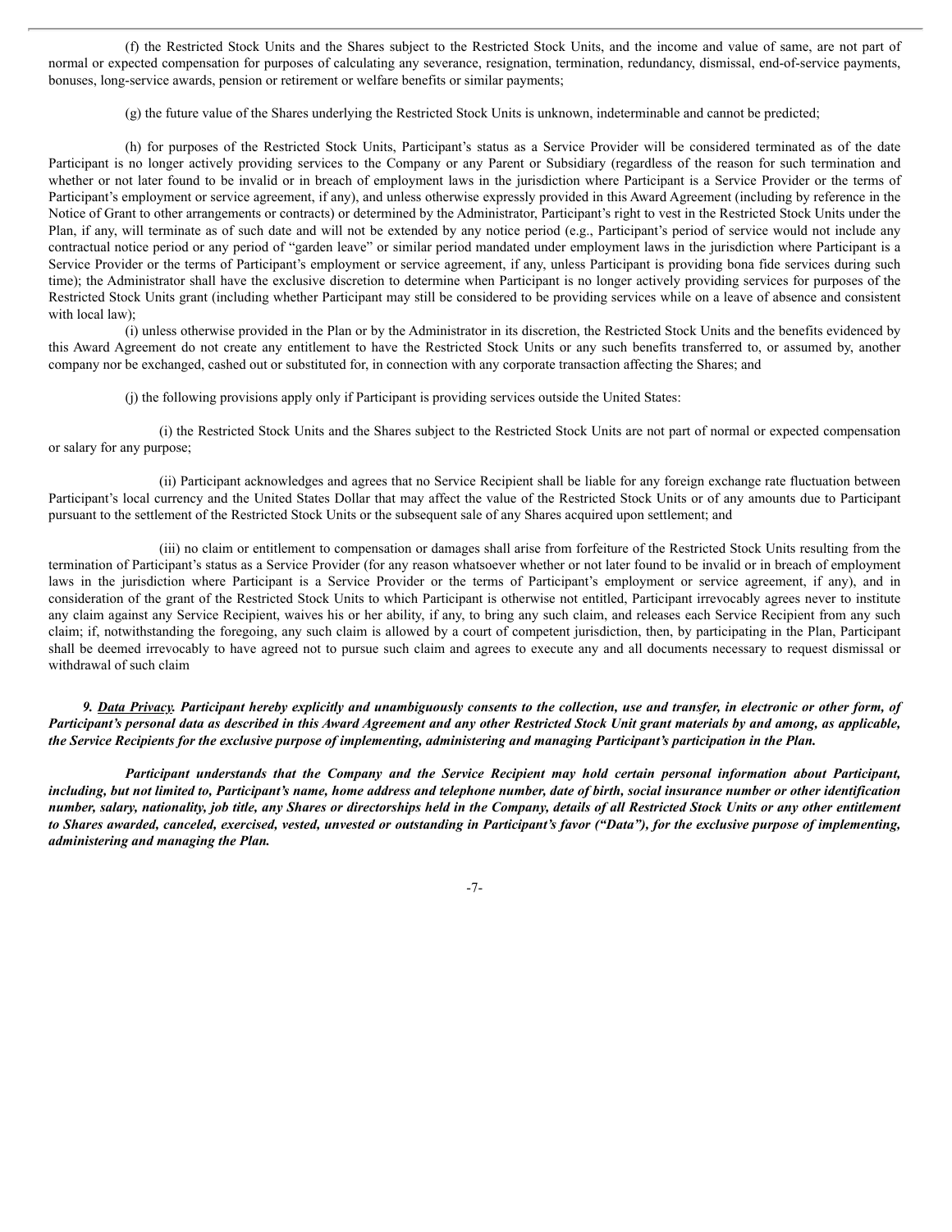(f) the Restricted Stock Units and the Shares subject to the Restricted Stock Units, and the income and value of same, are not part of normal or expected compensation for purposes of calculating any severance, resignation, termination, redundancy, dismissal, end-of-service payments, bonuses, long-service awards, pension or retirement or welfare benefits or similar payments;

(g) the future value of the Shares underlying the Restricted Stock Units is unknown, indeterminable and cannot be predicted;

(h) for purposes of the Restricted Stock Units, Participant's status as a Service Provider will be considered terminated as of the date Participant is no longer actively providing services to the Company or any Parent or Subsidiary (regardless of the reason for such termination and whether or not later found to be invalid or in breach of employment laws in the jurisdiction where Participant is a Service Provider or the terms of Participant's employment or service agreement, if any), and unless otherwise expressly provided in this Award Agreement (including by reference in the Notice of Grant to other arrangements or contracts) or determined by the Administrator, Participant's right to vest in the Restricted Stock Units under the Plan, if any, will terminate as of such date and will not be extended by any notice period (e.g., Participant's period of service would not include any contractual notice period or any period of "garden leave" or similar period mandated under employment laws in the jurisdiction where Participant is a Service Provider or the terms of Participant's employment or service agreement, if any, unless Participant is providing bona fide services during such time); the Administrator shall have the exclusive discretion to determine when Participant is no longer actively providing services for purposes of the Restricted Stock Units grant (including whether Participant may still be considered to be providing services while on a leave of absence and consistent with local law);

(i) unless otherwise provided in the Plan or by the Administrator in its discretion, the Restricted Stock Units and the benefits evidenced by this Award Agreement do not create any entitlement to have the Restricted Stock Units or any such benefits transferred to, or assumed by, another company nor be exchanged, cashed out or substituted for, in connection with any corporate transaction affecting the Shares; and

(j) the following provisions apply only if Participant is providing services outside the United States:

(i) the Restricted Stock Units and the Shares subject to the Restricted Stock Units are not part of normal or expected compensation or salary for any purpose;

(ii) Participant acknowledges and agrees that no Service Recipient shall be liable for any foreign exchange rate fluctuation between Participant's local currency and the United States Dollar that may affect the value of the Restricted Stock Units or of any amounts due to Participant pursuant to the settlement of the Restricted Stock Units or the subsequent sale of any Shares acquired upon settlement; and

(iii) no claim or entitlement to compensation or damages shall arise from forfeiture of the Restricted Stock Units resulting from the termination of Participant's status as a Service Provider (for any reason whatsoever whether or not later found to be invalid or in breach of employment laws in the jurisdiction where Participant is a Service Provider or the terms of Participant's employment or service agreement, if any), and in consideration of the grant of the Restricted Stock Units to which Participant is otherwise not entitled, Participant irrevocably agrees never to institute any claim against any Service Recipient, waives his or her ability, if any, to bring any such claim, and releases each Service Recipient from any such claim; if, notwithstanding the foregoing, any such claim is allowed by a court of competent jurisdiction, then, by participating in the Plan, Participant shall be deemed irrevocably to have agreed not to pursue such claim and agrees to execute any and all documents necessary to request dismissal or withdrawal of such claim

***9. <u>Data Privacy</u>. Participant hereby explicitly and unambiguously consents to the collection, use and transfer, in electronic or other form, of Participant's personal data as described in this Award Agreement and any other Restricted Stock Unit grant materials by and among, as applicable, the Service Recipients for the exclusive purpose of implementing, administering and managing Participant's participation in the Plan.***

***Participant understands that the Company and the Service Recipient may hold certain personal information about Participant, including, but not limited to, Participant's name, home address and telephone number, date of birth, social insurance number or other identification number, salary, nationality, job title, any Shares or directorships held in the Company, details of all Restricted Stock Units or any other entitlement to Shares awarded, canceled, exercised, vested, unvested or outstanding in Participant's favor ("Data"), for the exclusive purpose of implementing, administering and managing the Plan.***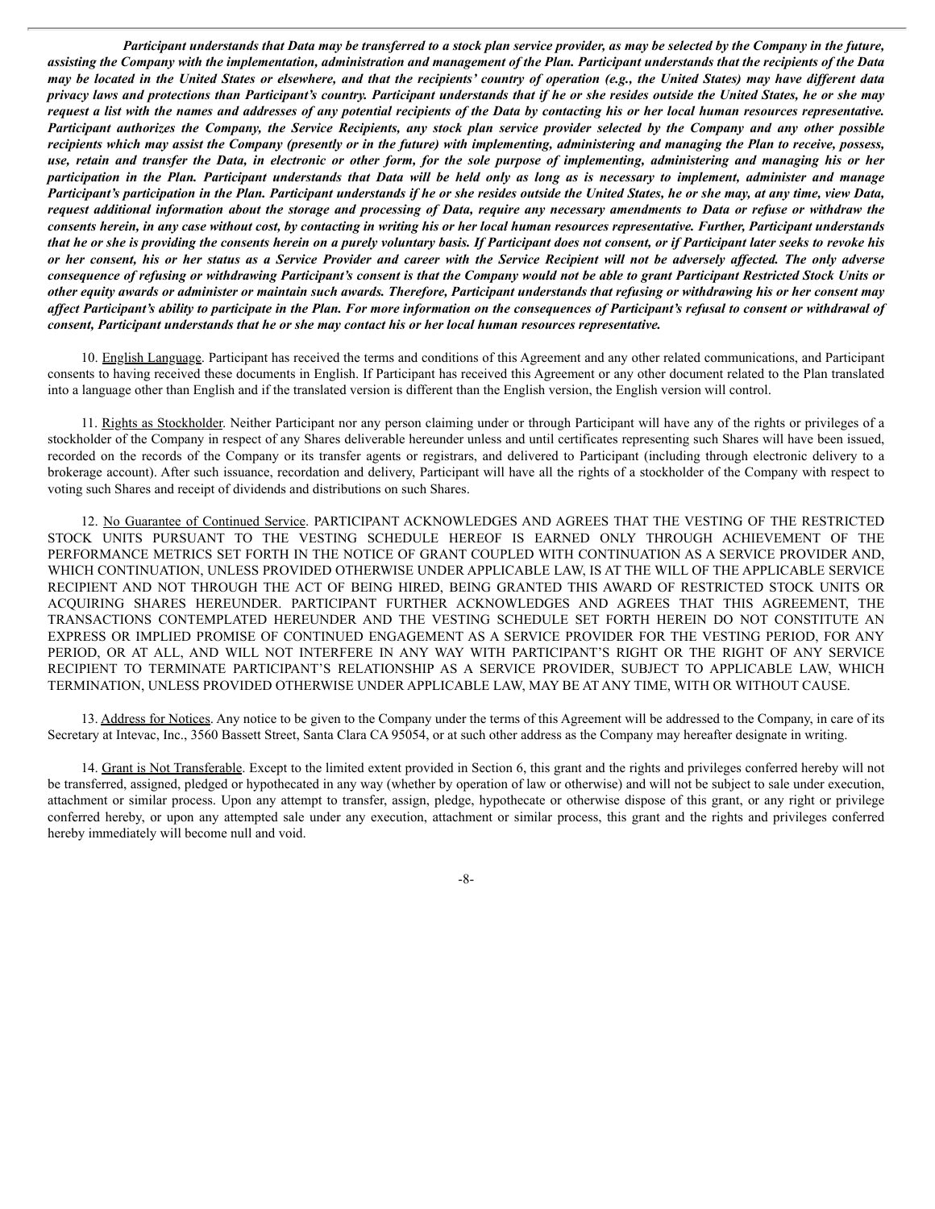***Participant understands that Data may be transferred to a stock plan service provider, as may be selected by the Company in the future, assisting the Company with the implementation, administration and management of the Plan. Participant understands that the recipients of the Data may be located in the United States or elsewhere, and that the recipients' country of operation (e.g., the United States) may have different data privacy laws and protections than Participant's country. Participant understands that if he or she resides outside the United States, he or she may request a list with the names and addresses of any potential recipients of the Data by contacting his or her local human resources representative. Participant authorizes the Company, the Service Recipients, any stock plan service provider selected by the Company and any other possible recipients which may assist the Company (presently or in the future) with implementing, administering and managing the Plan to receive, possess, use, retain and transfer the Data, in electronic or other form, for the sole purpose of implementing, administering and managing his or her participation in the Plan. Participant understands that Data will be held only as long as is necessary to implement, administer and manage Participant's participation in the Plan. Participant understands if he or she resides outside the United States, he or she may, at any time, view Data, request additional information about the storage and processing of Data, require any necessary amendments to Data or refuse or withdraw the consents herein, in any case without cost, by contacting in writing his or her local human resources representative. Further, Participant understands that he or she is providing the consents herein on a purely voluntary basis. If Participant does not consent, or if Participant later seeks to revoke his or her consent, his or her status as a Service Provider and career with the Service Recipient will not be adversely affected. The only adverse consequence of refusing or withdrawing Participant's consent is that the Company would not be able to grant Participant Restricted Stock Units or other equity awards or administer or maintain such awards. Therefore, Participant understands that refusing or withdrawing his or her consent may affect Participant's ability to participate in the Plan. For more information on the consequences of Participant's refusal to consent or withdrawal of consent, Participant understands that he or she may contact his or her local human resources representative.***

10. English Language. Participant has received the terms and conditions of this Agreement and any other related communications, and Participant consents to having received these documents in English. If Participant has received this Agreement or any other document related to the Plan translated into a language other than English and if the translated version is different than the English version, the English version will control.

11. Rights as Stockholder. Neither Participant nor any person claiming under or through Participant will have any of the rights or privileges of a stockholder of the Company in respect of any Shares deliverable hereunder unless and until certificates representing such Shares will have been issued, recorded on the records of the Company or its transfer agents or registrars, and delivered to Participant (including through electronic delivery to a brokerage account). After such issuance, recordation and delivery, Participant will have all the rights of a stockholder of the Company with respect to voting such Shares and receipt of dividends and distributions on such Shares.

12. No Guarantee of Continued Service. PARTICIPANT ACKNOWLEDGES AND AGREES THAT THE VESTING OF THE RESTRICTED STOCK UNITS PURSUANT TO THE VESTING SCHEDULE HEREOF IS EARNED ONLY THROUGH ACHIEVEMENT OF THE PERFORMANCE METRICS SET FORTH IN THE NOTICE OF GRANT COUPLED WITH CONTINUATION AS A SERVICE PROVIDER AND, WHICH CONTINUATION, UNLESS PROVIDED OTHERWISE UNDER APPLICABLE LAW, IS AT THE WILL OF THE APPLICABLE SERVICE RECIPIENT AND NOT THROUGH THE ACT OF BEING HIRED, BEING GRANTED THIS AWARD OF RESTRICTED STOCK UNITS OR ACQUIRING SHARES HEREUNDER. PARTICIPANT FURTHER ACKNOWLEDGES AND AGREES THAT THIS AGREEMENT, THE TRANSACTIONS CONTEMPLATED HEREUNDER AND THE VESTING SCHEDULE SET FORTH HEREIN DO NOT CONSTITUTE AN EXPRESS OR IMPLIED PROMISE OF CONTINUED ENGAGEMENT AS A SERVICE PROVIDER FOR THE VESTING PERIOD, FOR ANY PERIOD, OR AT ALL, AND WILL NOT INTERFERE IN ANY WAY WITH PARTICIPANT'S RIGHT OR THE RIGHT OF ANY SERVICE RECIPIENT TO TERMINATE PARTICIPANT'S RELATIONSHIP AS A SERVICE PROVIDER, SUBJECT TO APPLICABLE LAW, WHICH TERMINATION, UNLESS PROVIDED OTHERWISE UNDER APPLICABLE LAW, MAY BE AT ANY TIME, WITH OR WITHOUT CAUSE.

13. Address for Notices. Any notice to be given to the Company under the terms of this Agreement will be addressed to the Company, in care of its Secretary at Intevac, Inc., 3560 Bassett Street, Santa Clara CA 95054, or at such other address as the Company may hereafter designate in writing.

14. Grant is Not Transferable. Except to the limited extent provided in Section 6, this grant and the rights and privileges conferred hereby will not be transferred, assigned, pledged or hypothecated in any way (whether by operation of law or otherwise) and will not be subject to sale under execution, attachment or similar process. Upon any attempt to transfer, assign, pledge, hypothecate or otherwise dispose of this grant, or any right or privilege conferred hereby, or upon any attempted sale under any execution, attachment or similar process, this grant and the rights and privileges conferred hereby immediately will become null and void.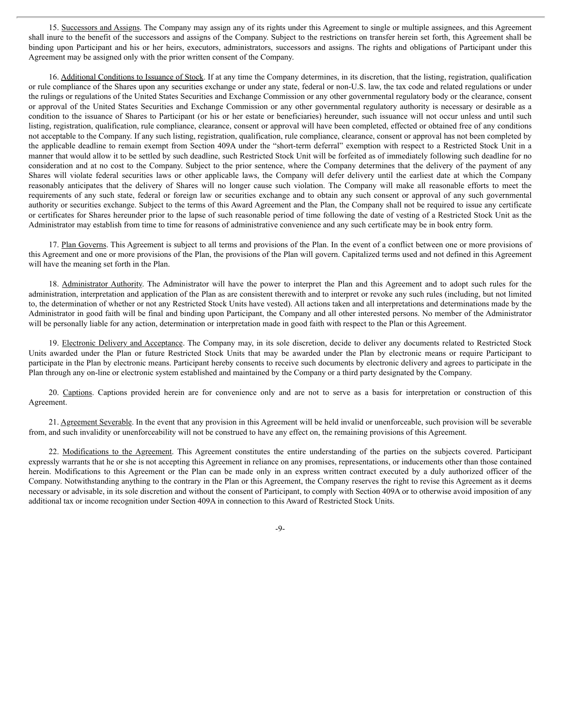15. Successors and Assigns. The Company may assign any of its rights under this Agreement to single or multiple assignees, and this Agreement shall inure to the benefit of the successors and assigns of the Company. Subject to the restrictions on transfer herein set forth, this Agreement shall be binding upon Participant and his or her heirs, executors, administrators, successors and assigns. The rights and obligations of Participant under this Agreement may be assigned only with the prior written consent of the Company.

16. Additional Conditions to Issuance of Stock. If at any time the Company determines, in its discretion, that the listing, registration, qualification or rule compliance of the Shares upon any securities exchange or under any state, federal or non-U.S. law, the tax code and related regulations or under the rulings or regulations of the United States Securities and Exchange Commission or any other governmental regulatory body or the clearance, consent or approval of the United States Securities and Exchange Commission or any other governmental regulatory authority is necessary or desirable as a condition to the issuance of Shares to Participant (or his or her estate or beneficiaries) hereunder, such issuance will not occur unless and until such listing, registration, qualification, rule compliance, clearance, consent or approval will have been completed, effected or obtained free of any conditions not acceptable to the Company. If any such listing, registration, qualification, rule compliance, clearance, consent or approval has not been completed by the applicable deadline to remain exempt from Section 409A under the "short-term deferral" exemption with respect to a Restricted Stock Unit in a manner that would allow it to be settled by such deadline, such Restricted Stock Unit will be forfeited as of immediately following such deadline for no consideration and at no cost to the Company. Subject to the prior sentence, where the Company determines that the delivery of the payment of any Shares will violate federal securities laws or other applicable laws, the Company will defer delivery until the earliest date at which the Company reasonably anticipates that the delivery of Shares will no longer cause such violation. The Company will make all reasonable efforts to meet the requirements of any such state, federal or foreign law or securities exchange and to obtain any such consent or approval of any such governmental authority or securities exchange. Subject to the terms of this Award Agreement and the Plan, the Company shall not be required to issue any certificate or certificates for Shares hereunder prior to the lapse of such reasonable period of time following the date of vesting of a Restricted Stock Unit as the Administrator may establish from time to time for reasons of administrative convenience and any such certificate may be in book entry form.

17. Plan Governs. This Agreement is subject to all terms and provisions of the Plan. In the event of a conflict between one or more provisions of this Agreement and one or more provisions of the Plan, the provisions of the Plan will govern. Capitalized terms used and not defined in this Agreement will have the meaning set forth in the Plan.

18. Administrator Authority. The Administrator will have the power to interpret the Plan and this Agreement and to adopt such rules for the administration, interpretation and application of the Plan as are consistent therewith and to interpret or revoke any such rules (including, but not limited to, the determination of whether or not any Restricted Stock Units have vested). All actions taken and all interpretations and determinations made by the Administrator in good faith will be final and binding upon Participant, the Company and all other interested persons. No member of the Administrator will be personally liable for any action, determination or interpretation made in good faith with respect to the Plan or this Agreement.

19. Electronic Delivery and Acceptance. The Company may, in its sole discretion, decide to deliver any documents related to Restricted Stock Units awarded under the Plan or future Restricted Stock Units that may be awarded under the Plan by electronic means or require Participant to participate in the Plan by electronic means. Participant hereby consents to receive such documents by electronic delivery and agrees to participate in the Plan through any on-line or electronic system established and maintained by the Company or a third party designated by the Company.

20. Captions. Captions provided herein are for convenience only and are not to serve as a basis for interpretation or construction of this Agreement.

21. Agreement Severable. In the event that any provision in this Agreement will be held invalid or unenforceable, such provision will be severable from, and such invalidity or unenforceability will not be construed to have any effect on, the remaining provisions of this Agreement.

22. Modifications to the Agreement. This Agreement constitutes the entire understanding of the parties on the subjects covered. Participant expressly warrants that he or she is not accepting this Agreement in reliance on any promises, representations, or inducements other than those contained herein. Modifications to this Agreement or the Plan can be made only in an express written contract executed by a duly authorized officer of the Company. Notwithstanding anything to the contrary in the Plan or this Agreement, the Company reserves the right to revise this Agreement as it deems necessary or advisable, in its sole discretion and without the consent of Participant, to comply with Section 409A or to otherwise avoid imposition of any additional tax or income recognition under Section 409A in connection to this Award of Restricted Stock Units.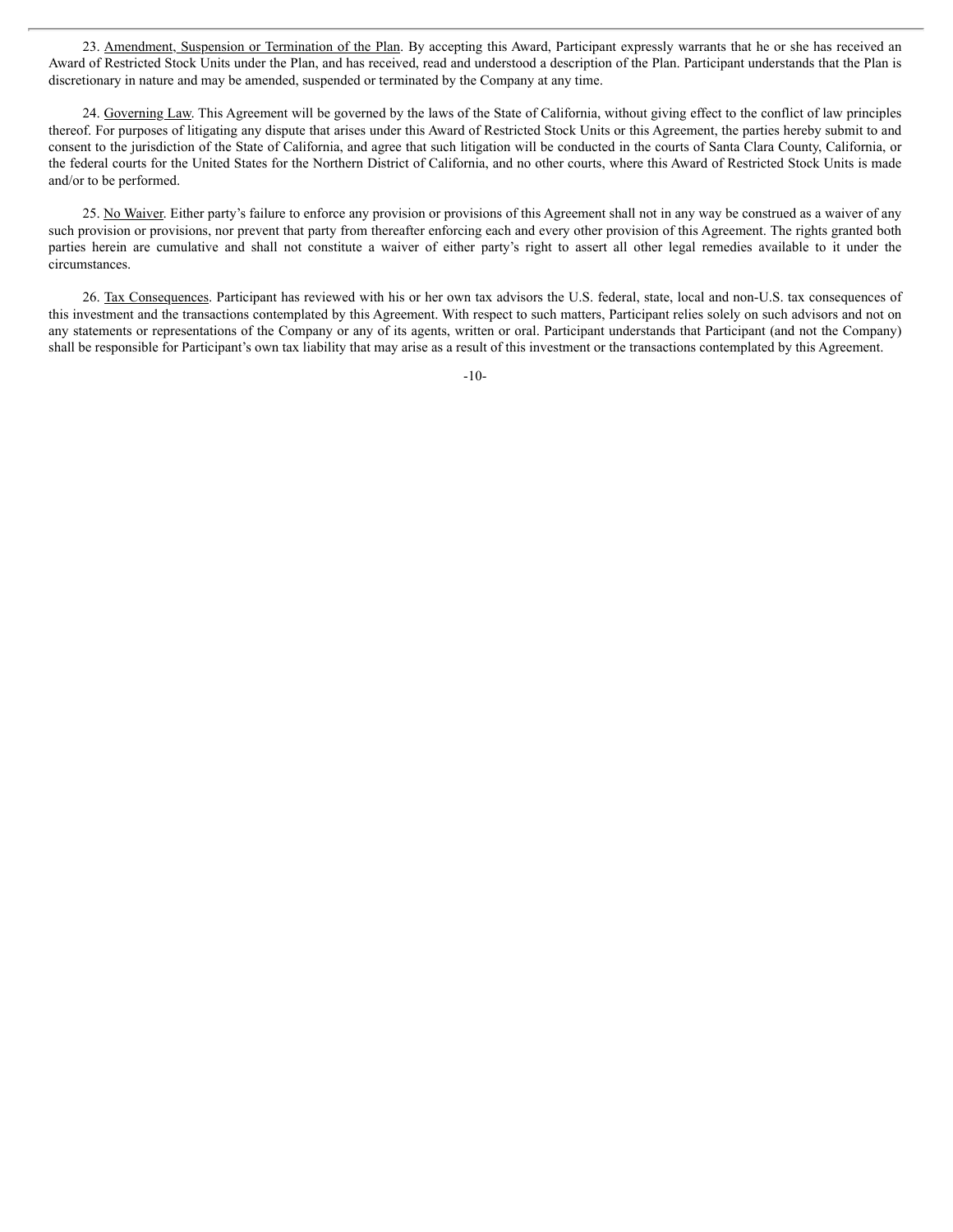23. Amendment, Suspension or Termination of the Plan. By accepting this Award, Participant expressly warrants that he or she has received an Award of Restricted Stock Units under the Plan, and has received, read and understood a description of the Plan. Participant understands that the Plan is discretionary in nature and may be amended, suspended or terminated by the Company at any time.

24. Governing Law. This Agreement will be governed by the laws of the State of California, without giving effect to the conflict of law principles thereof. For purposes of litigating any dispute that arises under this Award of Restricted Stock Units or this Agreement, the parties hereby submit to and consent to the jurisdiction of the State of California, and agree that such litigation will be conducted in the courts of Santa Clara County, California, or the federal courts for the United States for the Northern District of California, and no other courts, where this Award of Restricted Stock Units is made and/or to be performed.

25. No Waiver. Either party's failure to enforce any provision or provisions of this Agreement shall not in any way be construed as a waiver of any such provision or provisions, nor prevent that party from thereafter enforcing each and every other provision of this Agreement. The rights granted both parties herein are cumulative and shall not constitute a waiver of either party's right to assert all other legal remedies available to it under the circumstances.

26. Tax Consequences. Participant has reviewed with his or her own tax advisors the U.S. federal, state, local and non-U.S. tax consequences of this investment and the transactions contemplated by this Agreement. With respect to such matters, Participant relies solely on such advisors and not on any statements or representations of the Company or any of its agents, written or oral. Participant understands that Participant (and not the Company) shall be responsible for Participant's own tax liability that may arise as a result of this investment or the transactions contemplated by this Agreement.